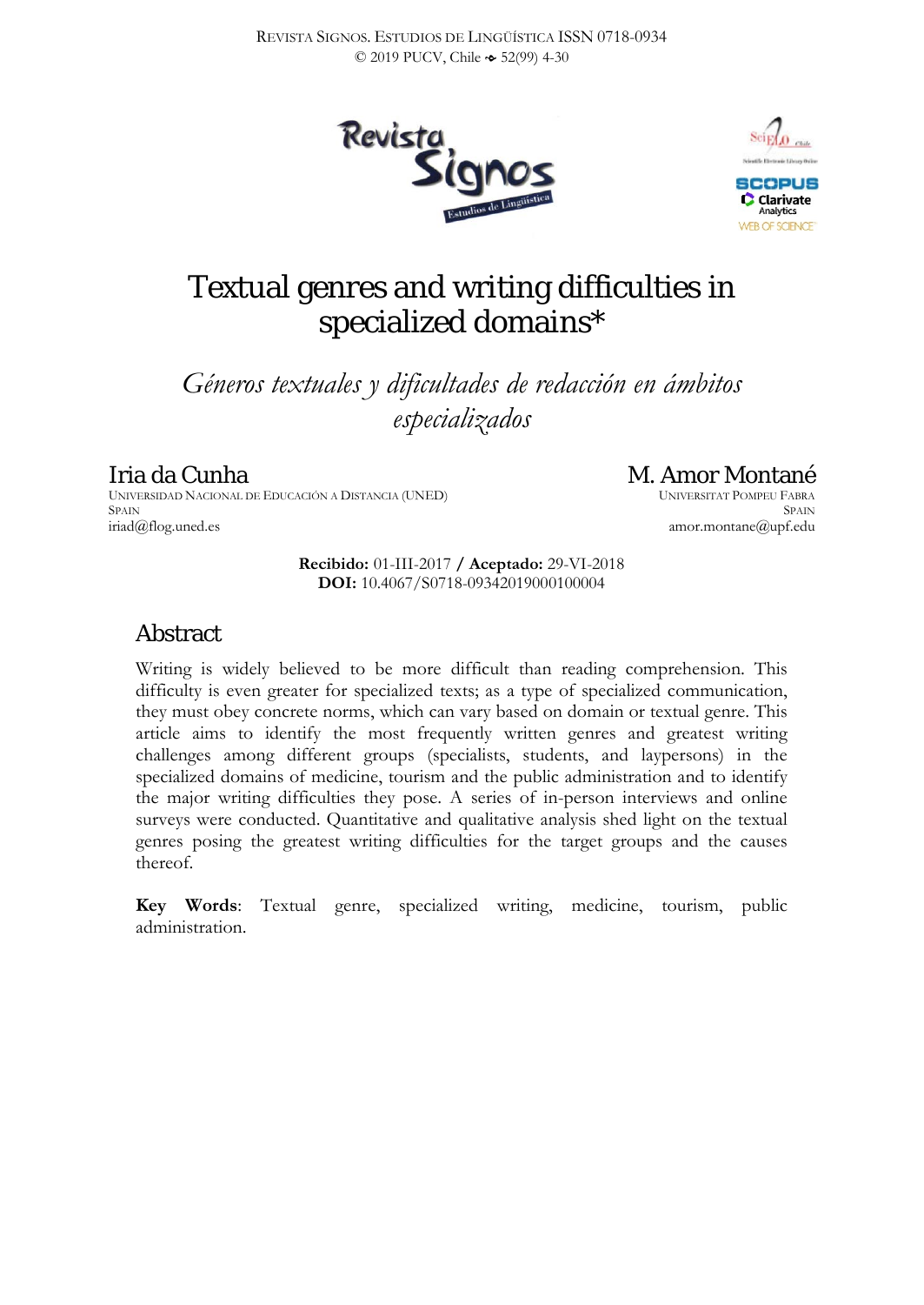# Textual genres and writing difficulties in specialized domains*

*Géneros textuales y dificultades de redacción en ámbitos especializados*

**Iria da Cunha**
UNIVERSIDAD NACIONAL DE EDUCACIÓN A DISTANCIA (UNED)
SPAIN
iriad@flog.uned.es

**M. Amor Montané**
UNIVERSITAT POMPEU FABRA
SPAIN
amor.montane@upf.edu

**Recibido:** 01-III-2017 / **Aceptado:** 29-VI-2018
**DOI:** 10.4067/S0718-09342019000100004

## Abstract

Writing is widely believed to be more difficult than reading comprehension. This difficulty is even greater for specialized texts; as a type of specialized communication, they must obey concrete norms, which can vary based on domain or textual genre. This article aims to identify the most frequently written genres and greatest writing challenges among different groups (specialists, students, and laypersons) in the specialized domains of medicine, tourism and the public administration and to identify the major writing difficulties they pose. A series of in-person interviews and online surveys were conducted. Quantitative and qualitative analysis shed light on the textual genres posing the greatest writing difficulties for the target groups and the causes thereof.

**Key Words**: Textual genre, specialized writing, medicine, tourism, public administration.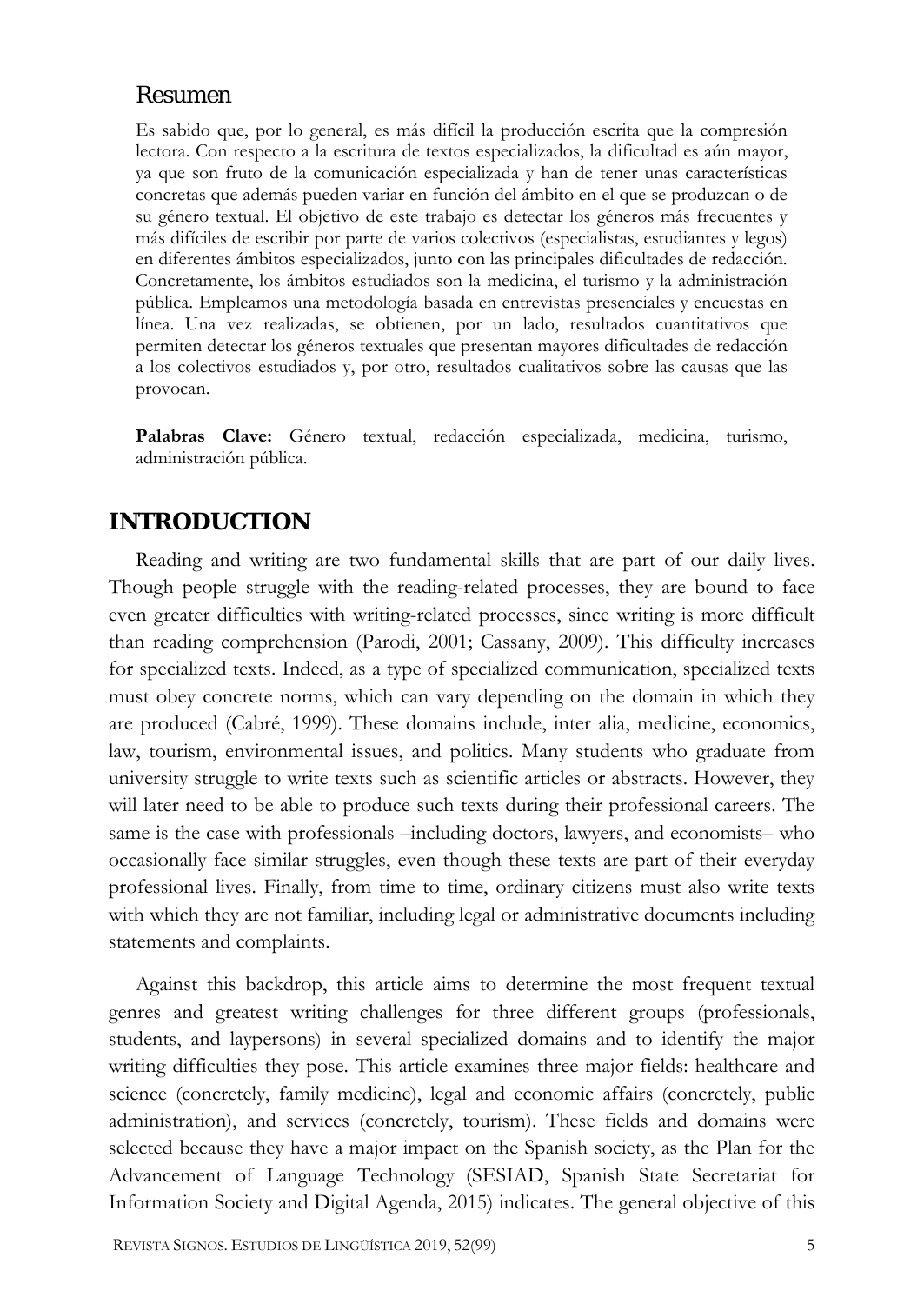## Resumen

Es sabido que, por lo general, es más difícil la producción escrita que la comprensión lectora. Con respecto a la escritura de textos especializados, la dificultad es aún mayor, ya que son fruto de la comunicación especializada y han de tener unas características concretas que además pueden variar en función del ámbito en el que se produzcan o de su género textual. El objetivo de este trabajo es detectar los géneros más frecuentes y más difíciles de escribir por parte de varios colectivos (especialistas, estudiantes y legos) en diferentes ámbitos especializados, junto con las principales dificultades de redacción. Concretamente, los ámbitos estudiados son la medicina, el turismo y la administración pública. Empleamos una metodología basada en entrevistas presenciales y encuestas en línea. Una vez realizadas, se obtienen, por un lado, resultados cuantitativos que permiten detectar los géneros textuales que presentan mayores dificultades de redacción a los colectivos estudiados y, por otro, resultados cualitativos sobre las causas que las provocan.

**Palabras Clave:** Género textual, redacción especializada, medicina, turismo, administración pública.

# INTRODUCTION

Reading and writing are two fundamental skills that are part of our daily lives. Though people struggle with the reading-related processes, they are bound to face even greater difficulties with writing-related processes, since writing is more difficult than reading comprehension (Parodi, 2001; Cassany, 2009). This difficulty increases for specialized texts. Indeed, as a type of specialized communication, specialized texts must obey concrete norms, which can vary depending on the domain in which they are produced (Cabré, 1999). These domains include, inter alia, medicine, economics, law, tourism, environmental issues, and politics. Many students who graduate from university struggle to write texts such as scientific articles or abstracts. However, they will later need to be able to produce such texts during their professional careers. The same is the case with professionals –including doctors, lawyers, and economists– who occasionally face similar struggles, even though these texts are part of their everyday professional lives. Finally, from time to time, ordinary citizens must also write texts with which they are not familiar, including legal or administrative documents including statements and complaints.

Against this backdrop, this article aims to determine the most frequent textual genres and greatest writing challenges for three different groups (professionals, students, and laypersons) in several specialized domains and to identify the major writing difficulties they pose. This article examines three major fields: healthcare and science (concretely, family medicine), legal and economic affairs (concretely, public administration), and services (concretely, tourism). These fields and domains were selected because they have a major impact on the Spanish society, as the Plan for the Advancement of Language Technology (SESIAD, Spanish State Secretariat for Information Society and Digital Agenda, 2015) indicates. The general objective of this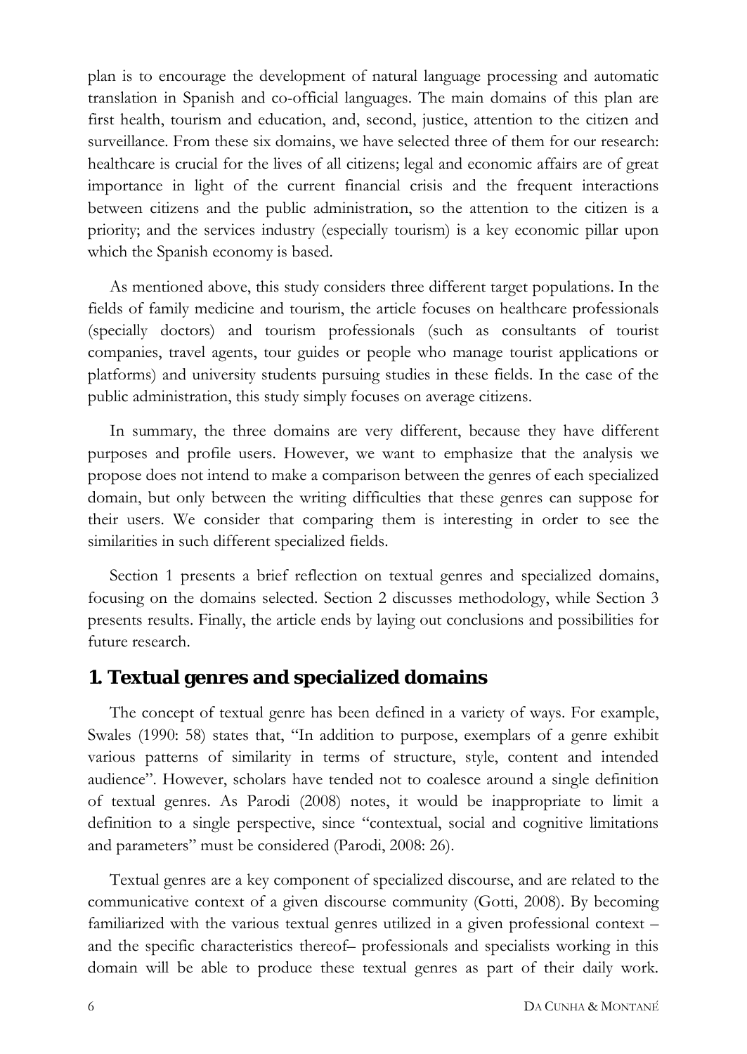plan is to encourage the development of natural language processing and automatic translation in Spanish and co-official languages. The main domains of this plan are first health, tourism and education, and, second, justice, attention to the citizen and surveillance. From these six domains, we have selected three of them for our research: healthcare is crucial for the lives of all citizens; legal and economic affairs are of great importance in light of the current financial crisis and the frequent interactions between citizens and the public administration, so the attention to the citizen is a priority; and the services industry (especially tourism) is a key economic pillar upon which the Spanish economy is based.

As mentioned above, this study considers three different target populations. In the fields of family medicine and tourism, the article focuses on healthcare professionals (specially doctors) and tourism professionals (such as consultants of tourist companies, travel agents, tour guides or people who manage tourist applications or platforms) and university students pursuing studies in these fields. In the case of the public administration, this study simply focuses on average citizens.

In summary, the three domains are very different, because they have different purposes and profile users. However, we want to emphasize that the analysis we propose does not intend to make a comparison between the genres of each specialized domain, but only between the writing difficulties that these genres can suppose for their users. We consider that comparing them is interesting in order to see the similarities in such different specialized fields.

Section 1 presents a brief reflection on textual genres and specialized domains, focusing on the domains selected. Section 2 discusses methodology, while Section 3 presents results. Finally, the article ends by laying out conclusions and possibilities for future research.

## 1. Textual genres and specialized domains

The concept of textual genre has been defined in a variety of ways. For example, Swales (1990: 58) states that, "In addition to purpose, exemplars of a genre exhibit various patterns of similarity in terms of structure, style, content and intended audience". However, scholars have tended not to coalesce around a single definition of textual genres. As Parodi (2008) notes, it would be inappropriate to limit a definition to a single perspective, since "contextual, social and cognitive limitations and parameters" must be considered (Parodi, 2008: 26).

Textual genres are a key component of specialized discourse, and are related to the communicative context of a given discourse community (Gotti, 2008). By becoming familiarized with the various textual genres utilized in a given professional context – and the specific characteristics thereof– professionals and specialists working in this domain will be able to produce these textual genres as part of their daily work.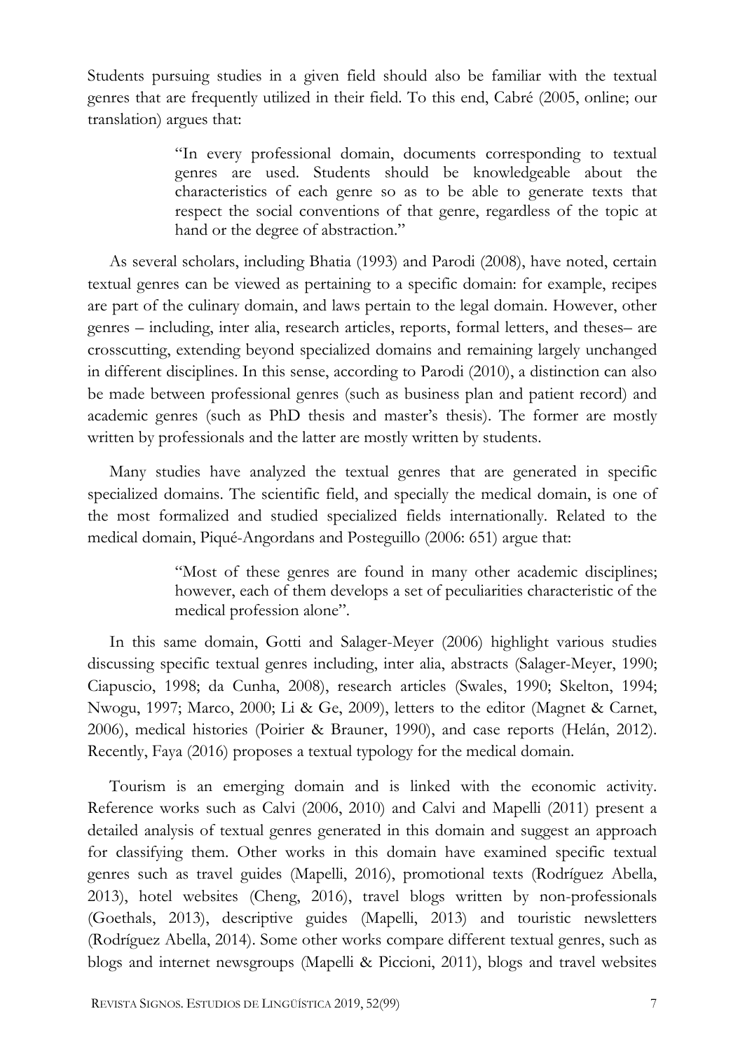Students pursuing studies in a given field should also be familiar with the textual genres that are frequently utilized in their field. To this end, Cabré (2005, online; our translation) argues that:

> "In every professional domain, documents corresponding to textual genres are used. Students should be knowledgeable about the characteristics of each genre so as to be able to generate texts that respect the social conventions of that genre, regardless of the topic at hand or the degree of abstraction."

As several scholars, including Bhatia (1993) and Parodi (2008), have noted, certain textual genres can be viewed as pertaining to a specific domain: for example, recipes are part of the culinary domain, and laws pertain to the legal domain. However, other genres – including, inter alia, research articles, reports, formal letters, and theses– are crosscutting, extending beyond specialized domains and remaining largely unchanged in different disciplines. In this sense, according to Parodi (2010), a distinction can also be made between professional genres (such as business plan and patient record) and academic genres (such as PhD thesis and master's thesis). The former are mostly written by professionals and the latter are mostly written by students.

Many studies have analyzed the textual genres that are generated in specific specialized domains. The scientific field, and specially the medical domain, is one of the most formalized and studied specialized fields internationally. Related to the medical domain, Piqué-Angordans and Posteguillo (2006: 651) argue that:

> "Most of these genres are found in many other academic disciplines; however, each of them develops a set of peculiarities characteristic of the medical profession alone".

In this same domain, Gotti and Salager-Meyer (2006) highlight various studies discussing specific textual genres including, inter alia, abstracts (Salager-Meyer, 1990; Ciapuscio, 1998; da Cunha, 2008), research articles (Swales, 1990; Skelton, 1994; Nwogu, 1997; Marco, 2000; Li & Ge, 2009), letters to the editor (Magnet & Carnet, 2006), medical histories (Poirier & Brauner, 1990), and case reports (Helán, 2012). Recently, Faya (2016) proposes a textual typology for the medical domain.

Tourism is an emerging domain and is linked with the economic activity. Reference works such as Calvi (2006, 2010) and Calvi and Mapelli (2011) present a detailed analysis of textual genres generated in this domain and suggest an approach for classifying them. Other works in this domain have examined specific textual genres such as travel guides (Mapelli, 2016), promotional texts (Rodríguez Abella, 2013), hotel websites (Cheng, 2016), travel blogs written by non-professionals (Goethals, 2013), descriptive guides (Mapelli, 2013) and touristic newsletters (Rodríguez Abella, 2014). Some other works compare different textual genres, such as blogs and internet newsgroups (Mapelli & Piccioni, 2011), blogs and travel websites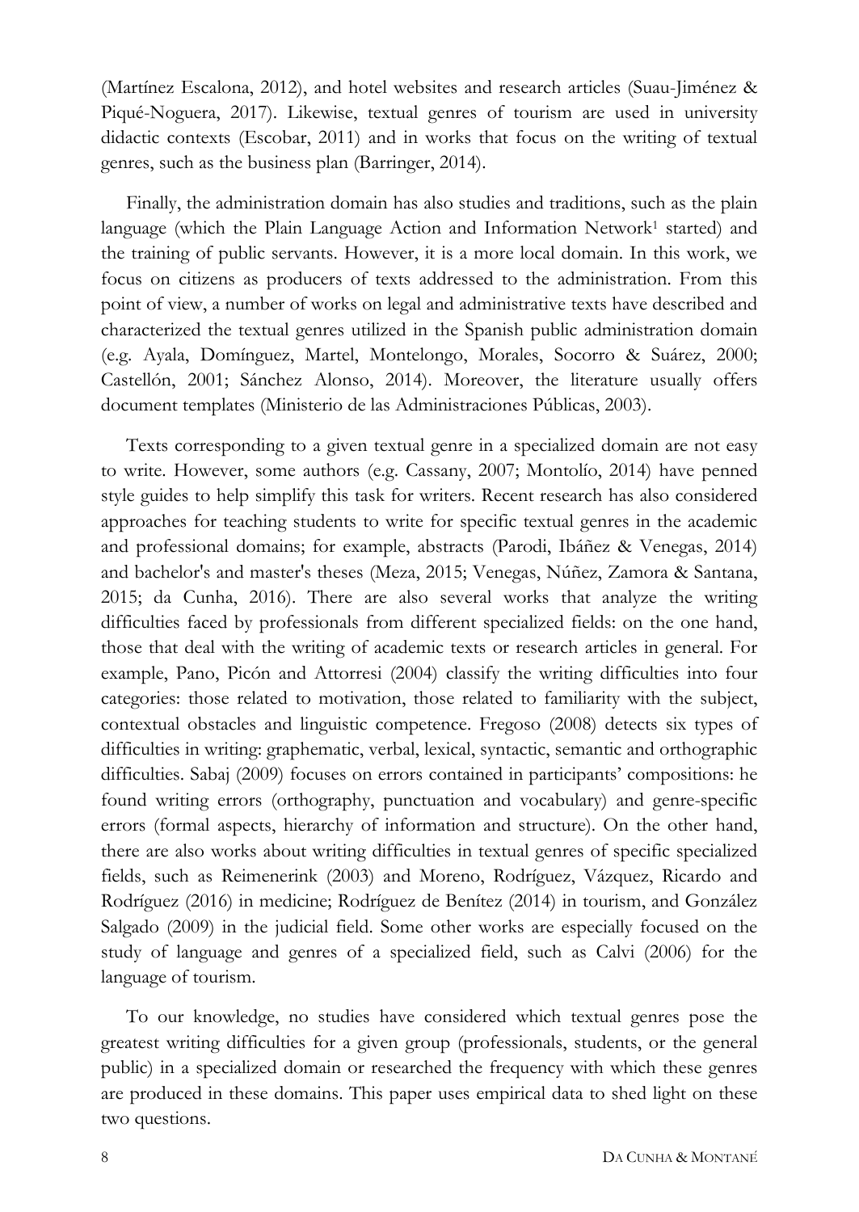(Martínez Escalona, 2012), and hotel websites and research articles (Suau-Jiménez & Piqué-Noguera, 2017). Likewise, textual genres of tourism are used in university didactic contexts (Escobar, 2011) and in works that focus on the writing of textual genres, such as the business plan (Barringer, 2014).

Finally, the administration domain has also studies and traditions, such as the plain language (which the Plain Language Action and Information Network[1] started) and the training of public servants. However, it is a more local domain. In this work, we focus on citizens as producers of texts addressed to the administration. From this point of view, a number of works on legal and administrative texts have described and characterized the textual genres utilized in the Spanish public administration domain (e.g. Ayala, Domínguez, Martel, Montelongo, Morales, Socorro & Suárez, 2000; Castellón, 2001; Sánchez Alonso, 2014). Moreover, the literature usually offers document templates (Ministerio de las Administraciones Públicas, 2003).

Texts corresponding to a given textual genre in a specialized domain are not easy to write. However, some authors (e.g. Cassany, 2007; Montolío, 2014) have penned style guides to help simplify this task for writers. Recent research has also considered approaches for teaching students to write for specific textual genres in the academic and professional domains; for example, abstracts (Parodi, Ibáñez & Venegas, 2014) and bachelor's and master's theses (Meza, 2015; Venegas, Núñez, Zamora & Santana, 2015; da Cunha, 2016). There are also several works that analyze the writing difficulties faced by professionals from different specialized fields: on the one hand, those that deal with the writing of academic texts or research articles in general. For example, Pano, Picón and Attorresi (2004) classify the writing difficulties into four categories: those related to motivation, those related to familiarity with the subject, contextual obstacles and linguistic competence. Fregoso (2008) detects six types of difficulties in writing: graphematic, verbal, lexical, syntactic, semantic and orthographic difficulties. Sabaj (2009) focuses on errors contained in participants' compositions: he found writing errors (orthography, punctuation and vocabulary) and genre-specific errors (formal aspects, hierarchy of information and structure). On the other hand, there are also works about writing difficulties in textual genres of specific specialized fields, such as Reimenerink (2003) and Moreno, Rodríguez, Vázquez, Ricardo and Rodríguez (2016) in medicine; Rodríguez de Benítez (2014) in tourism, and González Salgado (2009) in the judicial field. Some other works are especially focused on the study of language and genres of a specialized field, such as Calvi (2006) for the language of tourism.

To our knowledge, no studies have considered which textual genres pose the greatest writing difficulties for a given group (professionals, students, or the general public) in a specialized domain or researched the frequency with which these genres are produced in these domains. This paper uses empirical data to shed light on these two questions.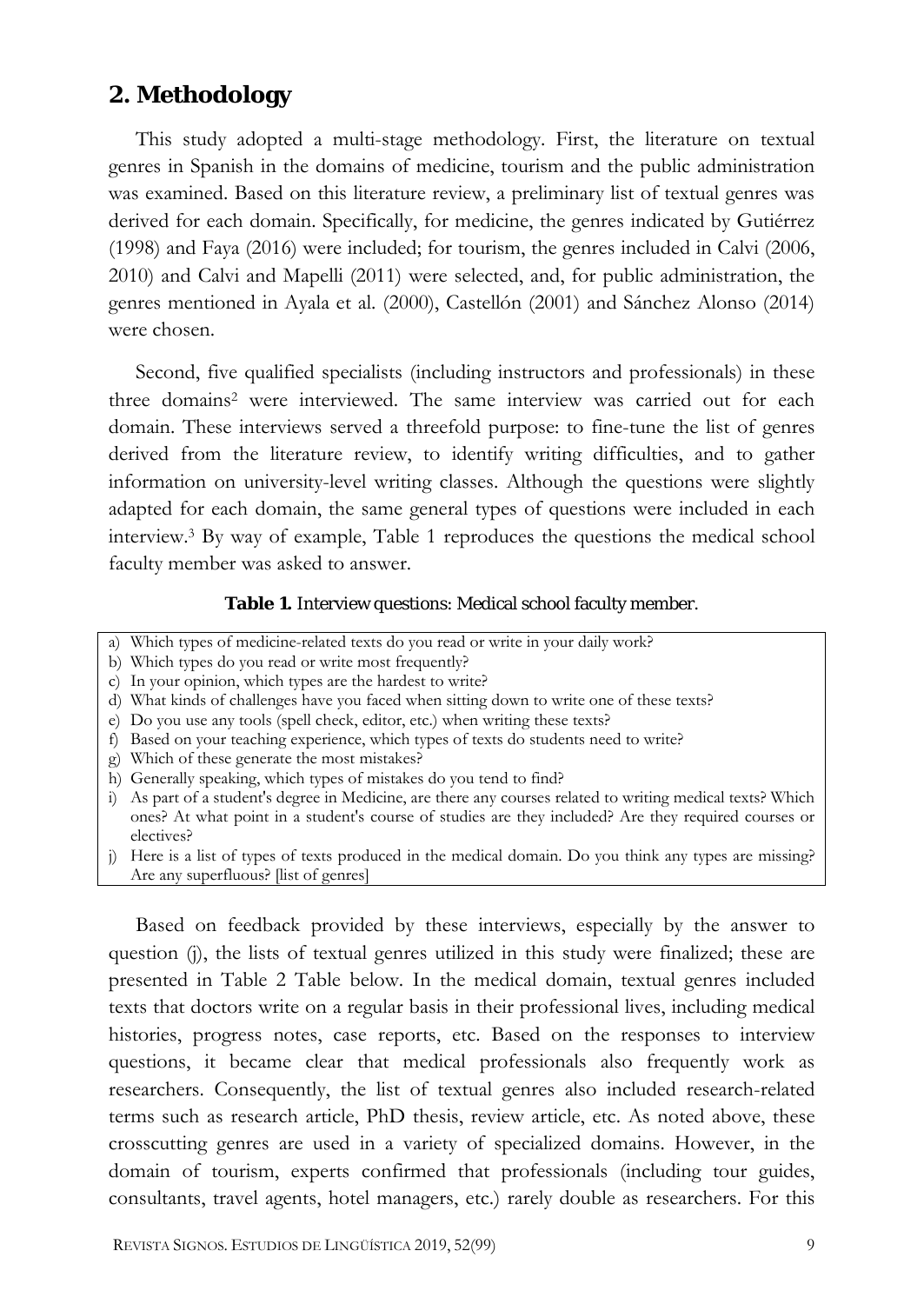## 2. Methodology

This study adopted a multi-stage methodology. First, the literature on textual genres in Spanish in the domains of medicine, tourism and the public administration was examined. Based on this literature review, a preliminary list of textual genres was derived for each domain. Specifically, for medicine, the genres indicated by Gutiérrez (1998) and Faya (2016) were included; for tourism, the genres included in Calvi (2006, 2010) and Calvi and Mapelli (2011) were selected, and, for public administration, the genres mentioned in Ayala et al. (2000), Castellón (2001) and Sánchez Alonso (2014) were chosen.

Second, five qualified specialists (including instructors and professionals) in these three domains[2] were interviewed. The same interview was carried out for each domain. These interviews served a threefold purpose: to fine-tune the list of genres derived from the literature review, to identify writing difficulties, and to gather information on university-level writing classes. Although the questions were slightly adapted for each domain, the same general types of questions were included in each interview.[3] By way of example, Table 1 reproduces the questions the medical school faculty member was asked to answer.

**Table 1.** Interview questions: Medical school faculty member.

a) Which types of medicine-related texts do you read or write in your daily work?
b) Which types do you read or write most frequently?
c) In your opinion, which types are the hardest to write?
d) What kinds of challenges have you faced when sitting down to write one of these texts?
e) Do you use any tools (spell check, editor, etc.) when writing these texts?
f) Based on your teaching experience, which types of texts do students need to write?
g) Which of these generate the most mistakes?
h) Generally speaking, which types of mistakes do you tend to find?
i) As part of a student's degree in Medicine, are there any courses related to writing medical texts? Which ones? At what point in a student's course of studies are they included? Are they required courses or electives?
j) Here is a list of types of texts produced in the medical domain. Do you think any types are missing? Are any superfluous? [list of genres]

Based on feedback provided by these interviews, especially by the answer to question (j), the lists of textual genres utilized in this study were finalized; these are presented in Table 2 Table below. In the medical domain, textual genres included texts that doctors write on a regular basis in their professional lives, including medical histories, progress notes, case reports, etc. Based on the responses to interview questions, it became clear that medical professionals also frequently work as researchers. Consequently, the list of textual genres also included research-related terms such as research article, PhD thesis, review article, etc. As noted above, these crosscutting genres are used in a variety of specialized domains. However, in the domain of tourism, experts confirmed that professionals (including tour guides, consultants, travel agents, hotel managers, etc.) rarely double as researchers. For this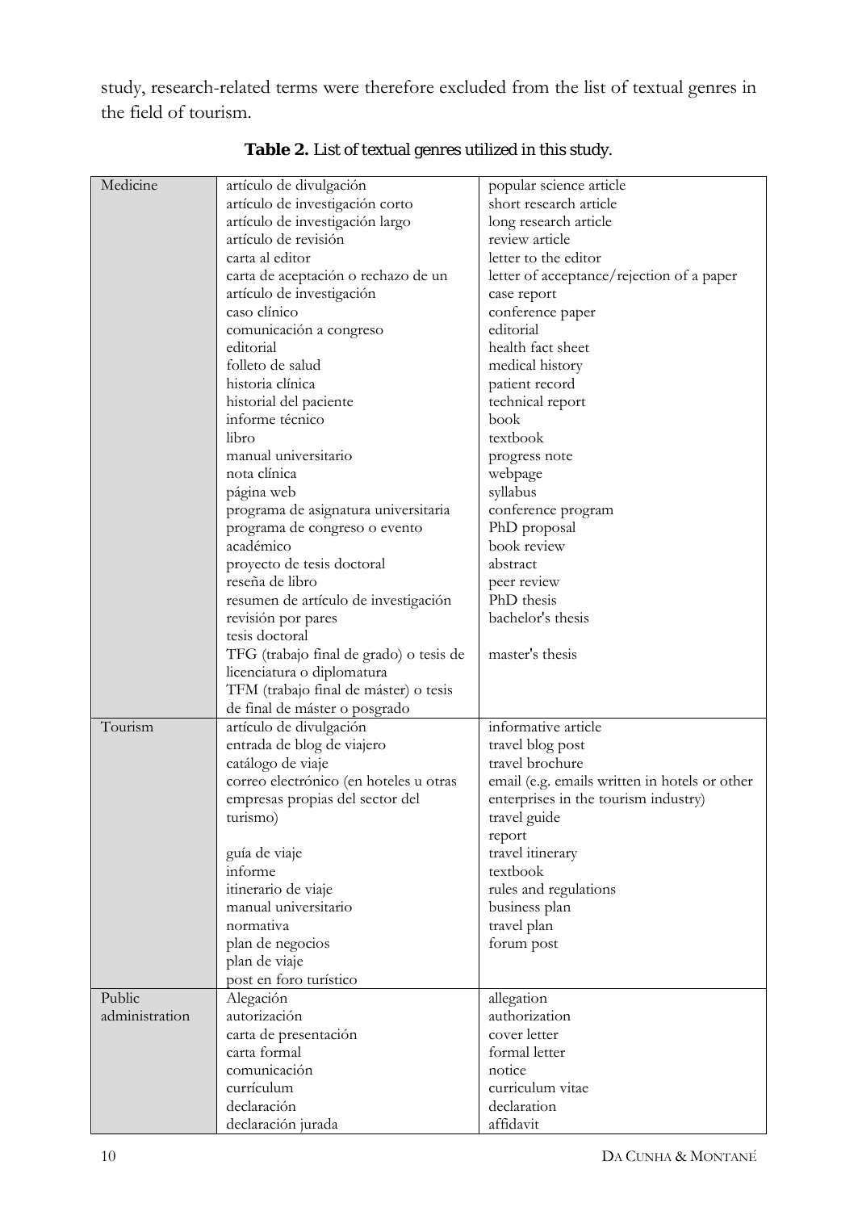study, research-related terms were therefore excluded from the list of textual genres in the field of tourism.

**Table 2.** List of textual genres utilized in this study.

| | | |
|---|---|---|
| Medicine | artículo de divulgación<br>artículo de investigación corto<br>artículo de investigación largo<br>artículo de revisión<br>carta al editor<br>carta de aceptación o rechazo de un artículo de investigación<br>caso clínico<br>comunicación a congreso<br>editorial<br>folleto de salud<br>historia clínica<br>historial del paciente<br>informe técnico<br>libro<br>manual universitario<br>nota clínica<br>página web<br>programa de asignatura universitaria<br>programa de congreso o evento académico<br>proyecto de tesis doctoral<br>reseña de libro<br>resumen de artículo de investigación<br>revisión por pares<br>tesis doctoral<br>TFG (trabajo final de grado) o tesis de licenciatura o diplomatura<br>TFM (trabajo final de máster) o tesis de final de máster o posgrado | popular science article<br>short research article<br>long research article<br>review article<br>letter to the editor<br>letter of acceptance/rejection of a paper<br>case report<br>conference paper<br>editorial<br>health fact sheet<br>medical history<br>patient record<br>technical report<br>book<br>textbook<br>progress note<br>webpage<br>syllabus<br>conference program<br>PhD proposal<br>book review<br>abstract<br>peer review<br>PhD thesis<br>bachelor's thesis<br>master's thesis |
| Tourism | artículo de divulgación<br>entrada de blog de viajero<br>catálogo de viaje<br>correo electrónico (en hoteles u otras empresas propias del sector del turismo)<br>guía de viaje<br>informe<br>itinerario de viaje<br>manual universitario<br>normativa<br>plan de negocios<br>plan de viaje<br>post en foro turístico | informative article<br>travel blog post<br>travel brochure<br>email (e.g. emails written in hotels or other enterprises in the tourism industry)<br>travel guide<br>report<br>travel itinerary<br>textbook<br>rules and regulations<br>business plan<br>travel plan<br>forum post |
| Public administration | Alegación<br>autorización<br>carta de presentación<br>carta formal<br>comunicación<br>currículum<br>declaración<br>declaración jurada | allegation<br>authorization<br>cover letter<br>formal letter<br>notice<br>curriculum vitae<br>declaration<br>affidavit |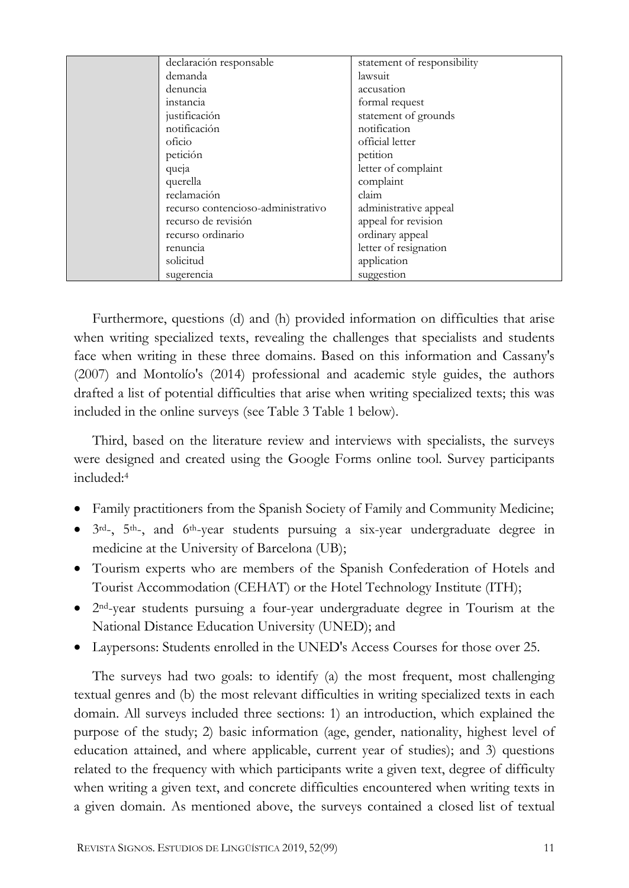| | | |
|---|---|---|
| | declaración responsable | statement of responsibility |
| | demanda | lawsuit |
| | denuncia | accusation |
| | instancia | formal request |
| | justificación | statement of grounds |
| | notificación | notification |
| | oficio | official letter |
| | petición | petition |
| | queja | letter of complaint |
| | querella | complaint |
| | reclamación | claim |
| | recurso contencioso-administrativo | administrative appeal |
| | recurso de revisión | appeal for revision |
| | recurso ordinario | ordinary appeal |
| | renuncia | letter of resignation |
| | solicitud | application |
| | sugerencia | suggestion |

Furthermore, questions (d) and (h) provided information on difficulties that arise when writing specialized texts, revealing the challenges that specialists and students face when writing in these three domains. Based on this information and Cassany's (2007) and Montolío's (2014) professional and academic style guides, the authors drafted a list of potential difficulties that arise when writing specialized texts; this was included in the online surveys (see Table 3 Table 1 below).

Third, based on the literature review and interviews with specialists, the surveys were designed and created using the Google Forms online tool. Survey participants included:[4]

- Family practitioners from the Spanish Society of Family and Community Medicine;
- 3rd-, 5th-, and 6th-year students pursuing a six-year undergraduate degree in medicine at the University of Barcelona (UB);
- Tourism experts who are members of the Spanish Confederation of Hotels and Tourist Accommodation (CEHAT) or the Hotel Technology Institute (ITH);
- 2nd-year students pursuing a four-year undergraduate degree in Tourism at the National Distance Education University (UNED); and
- Laypersons: Students enrolled in the UNED's Access Courses for those over 25.

The surveys had two goals: to identify (a) the most frequent, most challenging textual genres and (b) the most relevant difficulties in writing specialized texts in each domain. All surveys included three sections: 1) an introduction, which explained the purpose of the study; 2) basic information (age, gender, nationality, highest level of education attained, and where applicable, current year of studies); and 3) questions related to the frequency with which participants write a given text, degree of difficulty when writing a given text, and concrete difficulties encountered when writing texts in a given domain. As mentioned above, the surveys contained a closed list of textual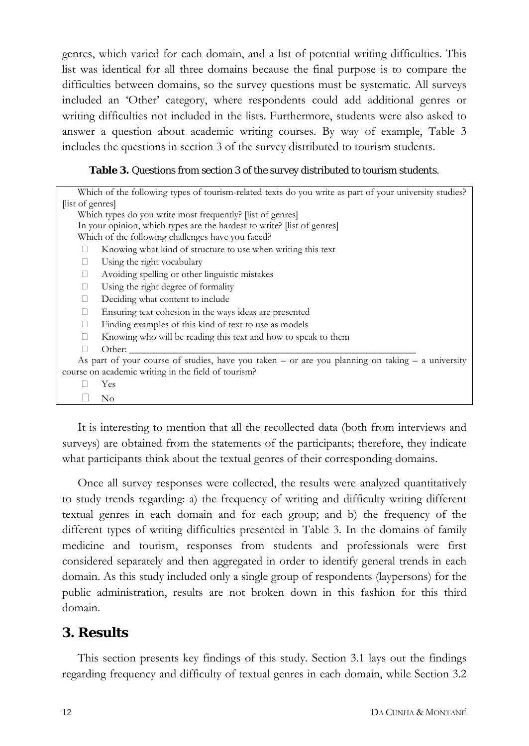genres, which varied for each domain, and a list of potential writing difficulties. This list was identical for all three domains because the final purpose is to compare the difficulties between domains, so the survey questions must be systematic. All surveys included an 'Other' category, where respondents could add additional genres or writing difficulties not included in the lists. Furthermore, students were also asked to answer a question about academic writing courses. By way of example, Table 3 includes the questions in section 3 of the survey distributed to tourism students.

**Table 3.** Questions from section 3 of the survey distributed to tourism students.

Which of the following types of tourism-related texts do you write as part of your university studies? [list of genres]

Which types do you write most frequently? [list of genres]

In your opinion, which types are the hardest to write? [list of genres]

Which of the following challenges have you faced?

- Knowing what kind of structure to use when writing this text
- Using the right vocabulary
- Avoiding spelling or other linguistic mistakes
- Using the right degree of formality
- Deciding what content to include
- Ensuring text cohesion in the ways ideas are presented
- Finding examples of this kind of text to use as models
- Knowing who will be reading this text and how to speak to them
- Other: ______________________________

As part of your course of studies, have you taken – or are you planning on taking – a university course on academic writing in the field of tourism?

- Yes
- No

It is interesting to mention that all the recollected data (both from interviews and surveys) are obtained from the statements of the participants; therefore, they indicate what participants think about the textual genres of their corresponding domains.

Once all survey responses were collected, the results were analyzed quantitatively to study trends regarding: a) the frequency of writing and difficulty writing different textual genres in each domain and for each group; and b) the frequency of the different types of writing difficulties presented in Table 3. In the domains of family medicine and tourism, responses from students and professionals were first considered separately and then aggregated in order to identify general trends in each domain. As this study included only a single group of respondents (laypersons) for the public administration, results are not broken down in this fashion for this third domain.

## 3. Results

This section presents key findings of this study. Section 3.1 lays out the findings regarding frequency and difficulty of textual genres in each domain, while Section 3.2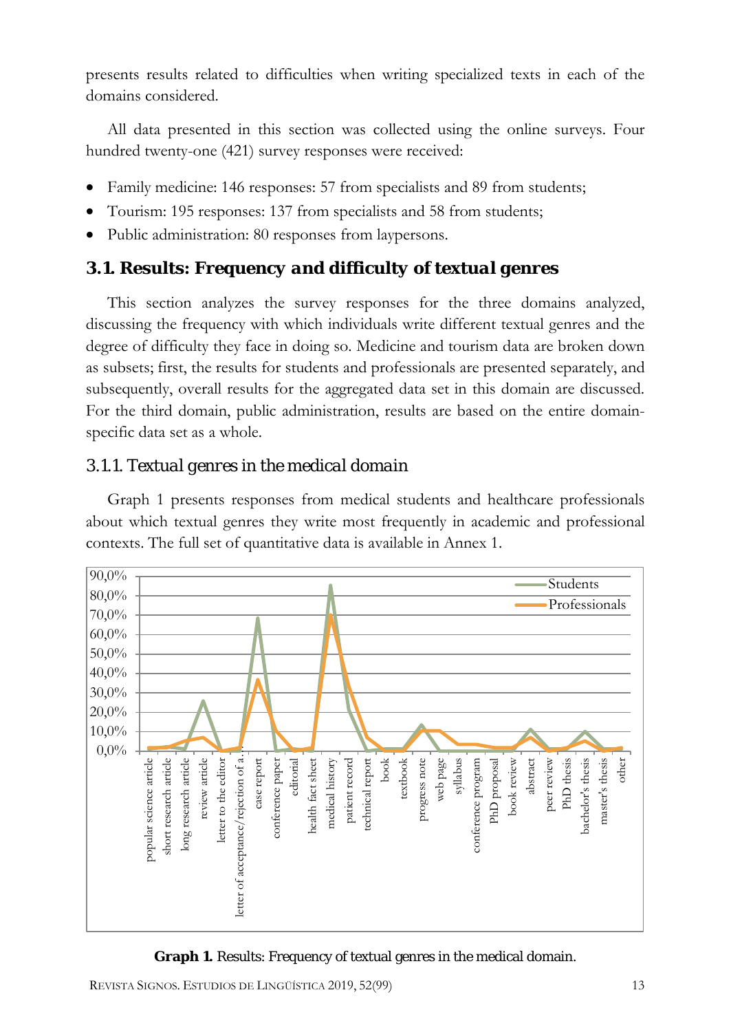presents results related to difficulties when writing specialized texts in each of the domains considered.

All data presented in this section was collected using the online surveys. Four hundred twenty-one (421) survey responses were received:

- Family medicine: 146 responses: 57 from specialists and 89 from students;
- Tourism: 195 responses: 137 from specialists and 58 from students;
- Public administration: 80 responses from laypersons.

## 3.1. Results: Frequency and difficulty of textual genres

This section analyzes the survey responses for the three domains analyzed, discussing the frequency with which individuals write different textual genres and the degree of difficulty they face in doing so. Medicine and tourism data are broken down as subsets; first, the results for students and professionals are presented separately, and subsequently, overall results for the aggregated data set in this domain are discussed. For the third domain, public administration, results are based on the entire domain-specific data set as a whole.

### 3.1.1. Textual genres in the medical domain

Graph 1 presents responses from medical students and healthcare professionals about which textual genres they write most frequently in academic and professional contexts. The full set of quantitative data is available in Annex 1.

**Graph 1.** Results: Frequency of textual genres in the medical domain.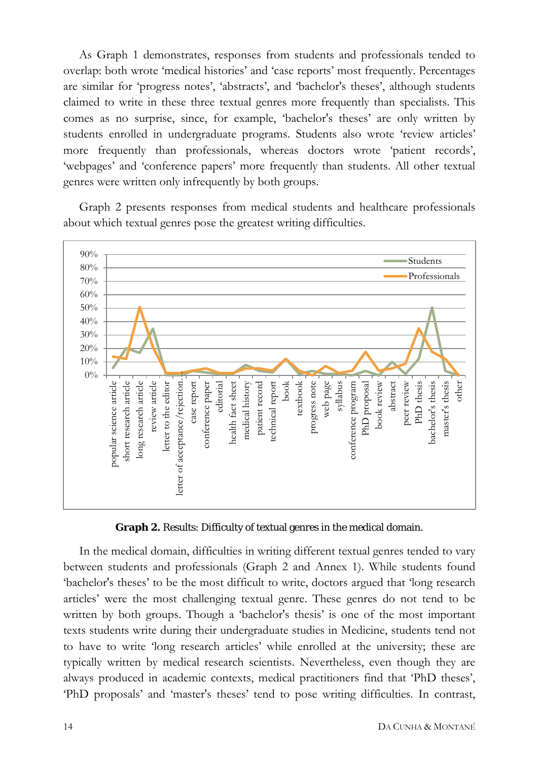As Graph 1 demonstrates, responses from students and professionals tended to overlap: both wrote 'medical histories' and 'case reports' most frequently. Percentages are similar for 'progress notes', 'abstracts', and 'bachelor's theses', although students claimed to write in these three textual genres more frequently than specialists. This comes as no surprise, since, for example, 'bachelor's theses' are only written by students enrolled in undergraduate programs. Students also wrote 'review articles' more frequently than professionals, whereas doctors wrote 'patient records', 'webpages' and 'conference papers' more frequently than students. All other textual genres were written only infrequently by both groups.

Graph 2 presents responses from medical students and healthcare professionals about which textual genres pose the greatest writing difficulties.

**Graph 2.** Results: Difficulty of textual genres in the medical domain.

In the medical domain, difficulties in writing different textual genres tended to vary between students and professionals (Graph 2 and Annex 1). While students found 'bachelor's theses' to be the most difficult to write, doctors argued that 'long research articles' were the most challenging textual genre. These genres do not tend to be written by both groups. Though a 'bachelor's thesis' is one of the most important texts students write during their undergraduate studies in Medicine, students tend not to have to write 'long research articles' while enrolled at the university; these are typically written by medical research scientists. Nevertheless, even though they are always produced in academic contexts, medical practitioners find that 'PhD theses', 'PhD proposals' and 'master's theses' tend to pose writing difficulties. In contrast,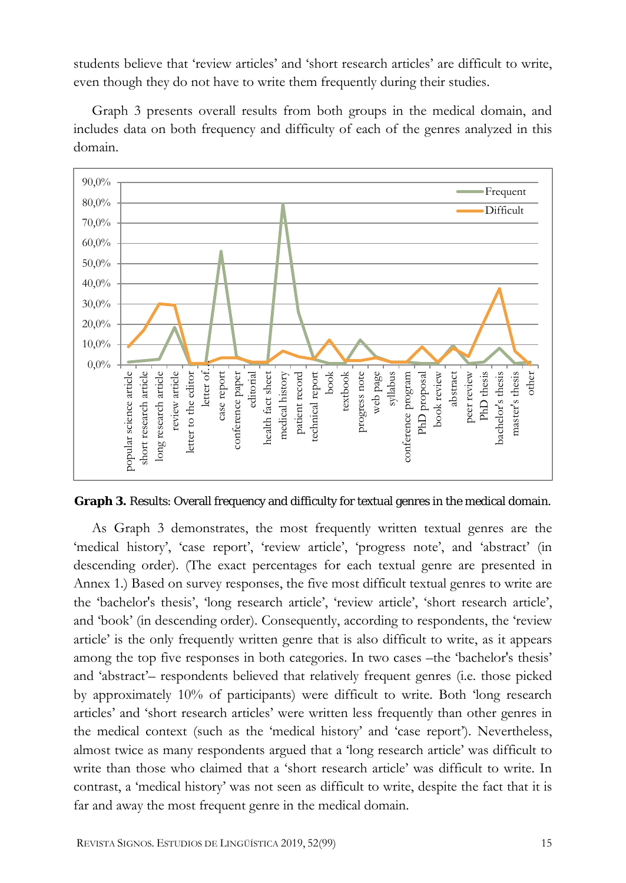students believe that 'review articles' and 'short research articles' are difficult to write, even though they do not have to write them frequently during their studies.

Graph 3 presents overall results from both groups in the medical domain, and includes data on both frequency and difficulty of each of the genres analyzed in this domain.

**Graph 3.** Results: Overall frequency and difficulty for textual genres in the medical domain.

As Graph 3 demonstrates, the most frequently written textual genres are the 'medical history', 'case report', 'review article', 'progress note', and 'abstract' (in descending order). (The exact percentages for each textual genre are presented in Annex 1.) Based on survey responses, the five most difficult textual genres to write are the 'bachelor's thesis', 'long research article', 'review article', 'short research article', and 'book' (in descending order). Consequently, according to respondents, the 'review article' is the only frequently written genre that is also difficult to write, as it appears among the top five responses in both categories. In two cases –the 'bachelor's thesis' and 'abstract'– respondents believed that relatively frequent genres (i.e. those picked by approximately 10% of participants) were difficult to write. Both 'long research articles' and 'short research articles' were written less frequently than other genres in the medical context (such as the 'medical history' and 'case report'). Nevertheless, almost twice as many respondents argued that a 'long research article' was difficult to write than those who claimed that a 'short research article' was difficult to write. In contrast, a 'medical history' was not seen as difficult to write, despite the fact that it is far and away the most frequent genre in the medical domain.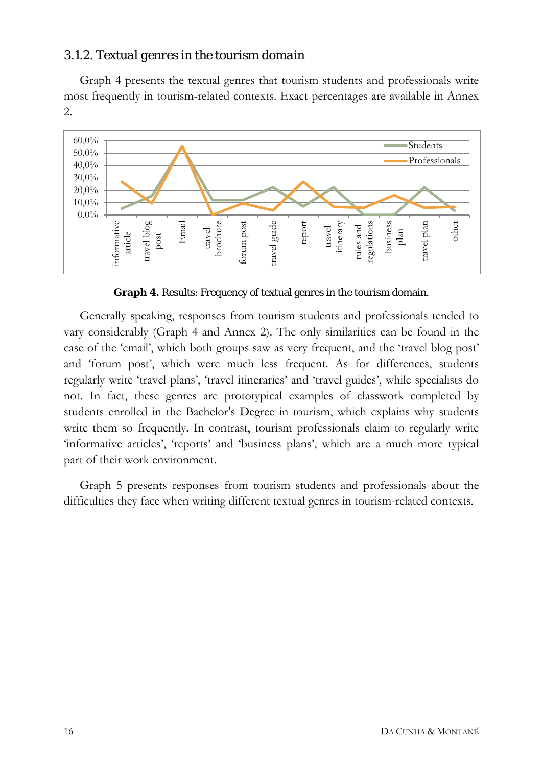### 3.1.2. Textual genres in the tourism domain

Graph 4 presents the textual genres that tourism students and professionals write most frequently in tourism-related contexts. Exact percentages are available in Annex 2.

**Graph 4.** Results: Frequency of textual genres in the tourism domain.

Generally speaking, responses from tourism students and professionals tended to vary considerably (Graph 4 and Annex 2). The only similarities can be found in the case of the 'email', which both groups saw as very frequent, and the 'travel blog post' and 'forum post', which were much less frequent. As for differences, students regularly write 'travel plans', 'travel itineraries' and 'travel guides', while specialists do not. In fact, these genres are prototypical examples of classwork completed by students enrolled in the Bachelor's Degree in tourism, which explains why students write them so frequently. In contrast, tourism professionals claim to regularly write 'informative articles', 'reports' and 'business plans', which are a much more typical part of their work environment.

Graph 5 presents responses from tourism students and professionals about the difficulties they face when writing different textual genres in tourism-related contexts.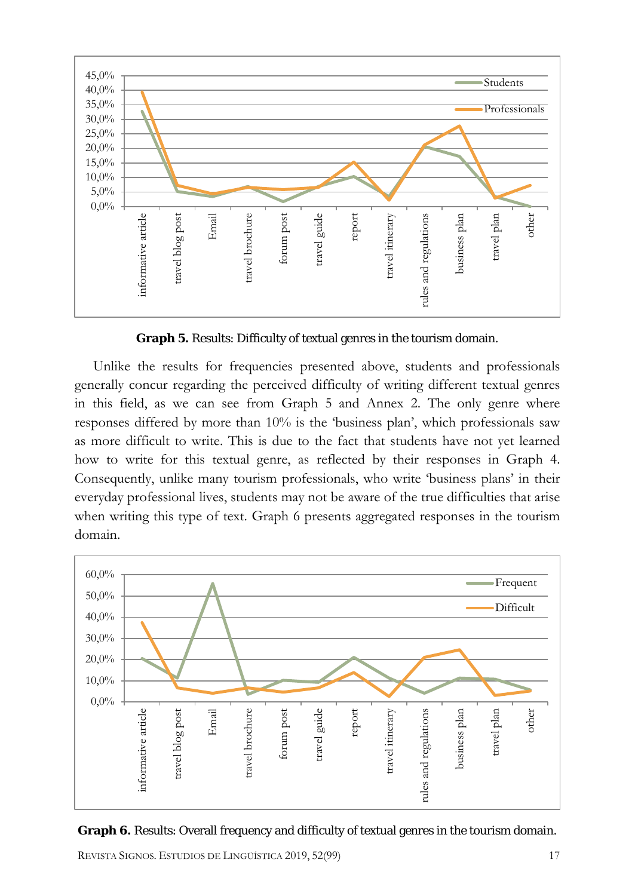**Graph 5.** Results: Difficulty of textual genres in the tourism domain.

Unlike the results for frequencies presented above, students and professionals generally concur regarding the perceived difficulty of writing different textual genres in this field, as we can see from Graph 5 and Annex 2. The only genre where responses differed by more than 10% is the 'business plan', which professionals saw as more difficult to write. This is due to the fact that students have not yet learned how to write for this textual genre, as reflected by their responses in Graph 4. Consequently, unlike many tourism professionals, who write 'business plans' in their everyday professional lives, students may not be aware of the true difficulties that arise when writing this type of text. Graph 6 presents aggregated responses in the tourism domain.

**Graph 6.** Results: Overall frequency and difficulty of textual genres in the tourism domain.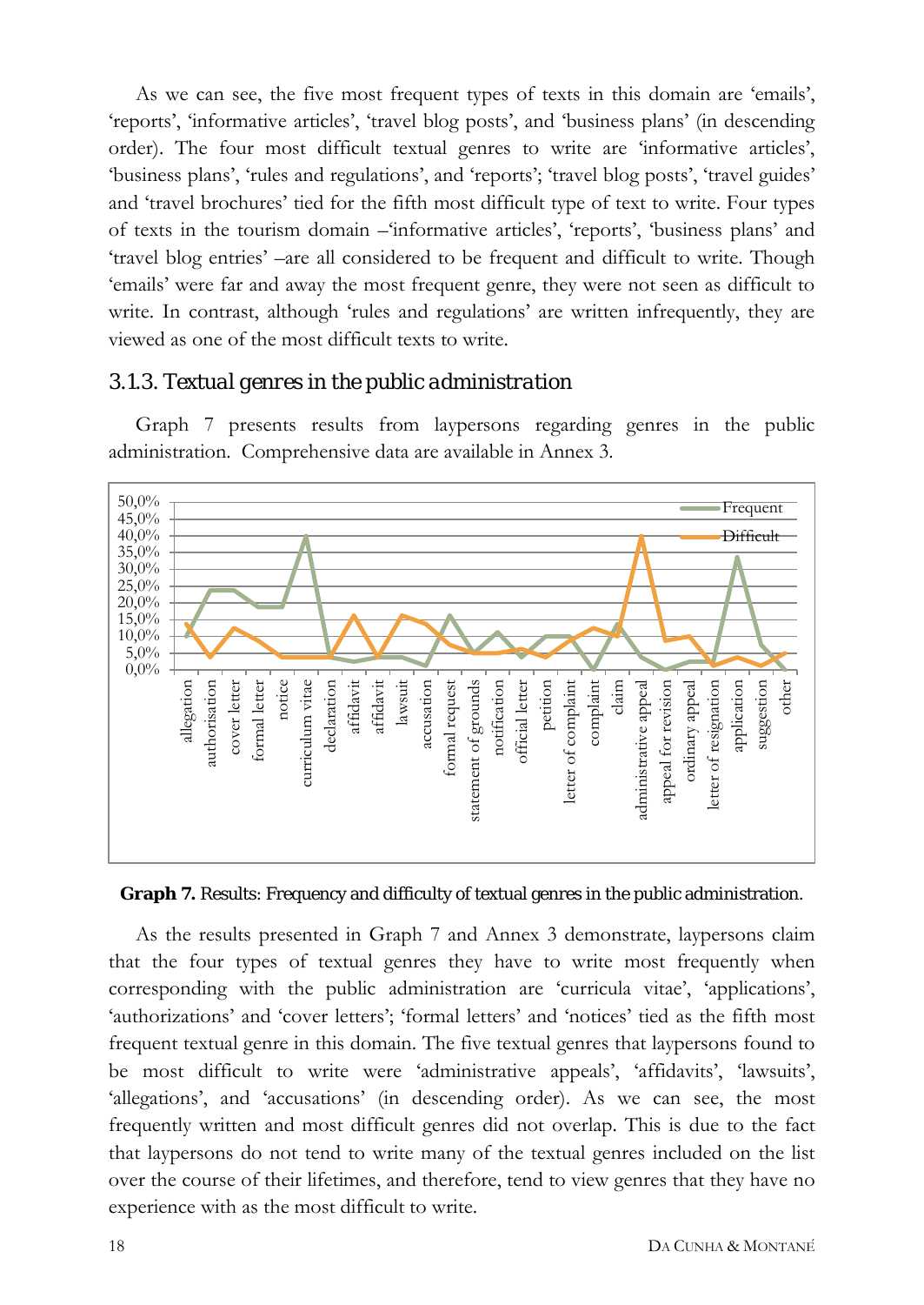As we can see, the five most frequent types of texts in this domain are 'emails', 'reports', 'informative articles', 'travel blog posts', and 'business plans' (in descending order). The four most difficult textual genres to write are 'informative articles', 'business plans', 'rules and regulations', and 'reports'; 'travel blog posts', 'travel guides' and 'travel brochures' tied for the fifth most difficult type of text to write. Four types of texts in the tourism domain –'informative articles', 'reports', 'business plans' and 'travel blog entries' –are all considered to be frequent and difficult to write. Though 'emails' were far and away the most frequent genre, they were not seen as difficult to write. In contrast, although 'rules and regulations' are written infrequently, they are viewed as one of the most difficult texts to write.

### 3.1.3. Textual genres in the public administration

Graph 7 presents results from laypersons regarding genres in the public administration. Comprehensive data are available in Annex 3.

**Graph 7.** Results: Frequency and difficulty of textual genres in the public administration.

As the results presented in Graph 7 and Annex 3 demonstrate, laypersons claim that the four types of textual genres they have to write most frequently when corresponding with the public administration are 'curricula vitae', 'applications', 'authorizations' and 'cover letters'; 'formal letters' and 'notices' tied as the fifth most frequent textual genre in this domain. The five textual genres that laypersons found to be most difficult to write were 'administrative appeals', 'affidavits', 'lawsuits', 'allegations', and 'accusations' (in descending order). As we can see, the most frequently written and most difficult genres did not overlap. This is due to the fact that laypersons do not tend to write many of the textual genres included on the list over the course of their lifetimes, and therefore, tend to view genres that they have no experience with as the most difficult to write.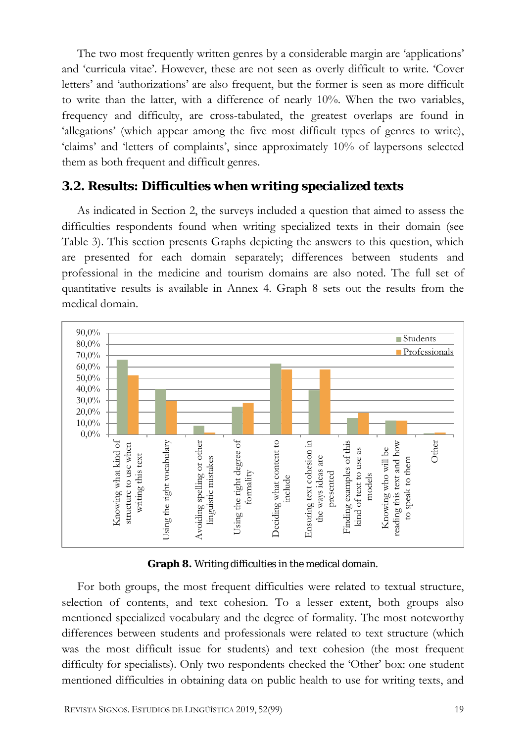The two most frequently written genres by a considerable margin are 'applications' and 'curricula vitae'. However, these are not seen as overly difficult to write. 'Cover letters' and 'authorizations' are also frequent, but the former is seen as more difficult to write than the latter, with a difference of nearly 10%. When the two variables, frequency and difficulty, are cross-tabulated, the greatest overlaps are found in 'allegations' (which appear among the five most difficult types of genres to write), 'claims' and 'letters of complaints', since approximately 10% of laypersons selected them as both frequent and difficult genres.

### 3.2. Results: Difficulties when writing specialized texts

As indicated in Section 2, the surveys included a question that aimed to assess the difficulties respondents found when writing specialized texts in their domain (see Table 3). This section presents Graphs depicting the answers to this question, which are presented for each domain separately; differences between students and professional in the medicine and tourism domains are also noted. The full set of quantitative results is available in Annex 4. Graph 8 sets out the results from the medical domain.

**Graph 8.** Writing difficulties in the medical domain.

For both groups, the most frequent difficulties were related to textual structure, selection of contents, and text cohesion. To a lesser extent, both groups also mentioned specialized vocabulary and the degree of formality. The most noteworthy differences between students and professionals were related to text structure (which was the most difficult issue for students) and text cohesion (the most frequent difficulty for specialists). Only two respondents checked the 'Other' box: one student mentioned difficulties in obtaining data on public health to use for writing texts, and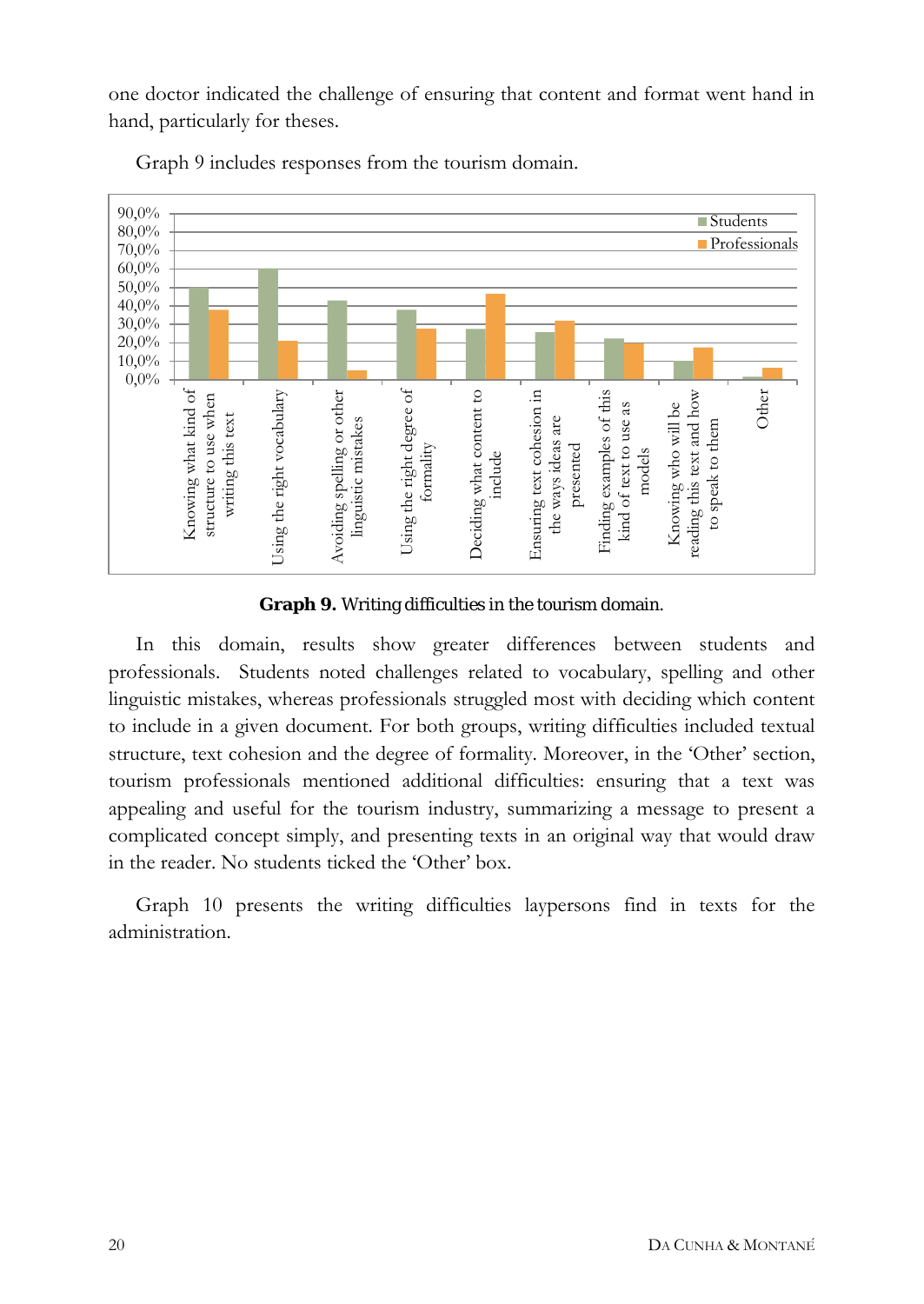one doctor indicated the challenge of ensuring that content and format went hand in hand, particularly for theses.

Graph 9 includes responses from the tourism domain.

**Graph 9.** Writing difficulties in the tourism domain.

In this domain, results show greater differences between students and professionals. Students noted challenges related to vocabulary, spelling and other linguistic mistakes, whereas professionals struggled most with deciding which content to include in a given document. For both groups, writing difficulties included textual structure, text cohesion and the degree of formality. Moreover, in the 'Other' section, tourism professionals mentioned additional difficulties: ensuring that a text was appealing and useful for the tourism industry, summarizing a message to present a complicated concept simply, and presenting texts in an original way that would draw in the reader. No students ticked the 'Other' box.

Graph 10 presents the writing difficulties laypersons find in texts for the administration.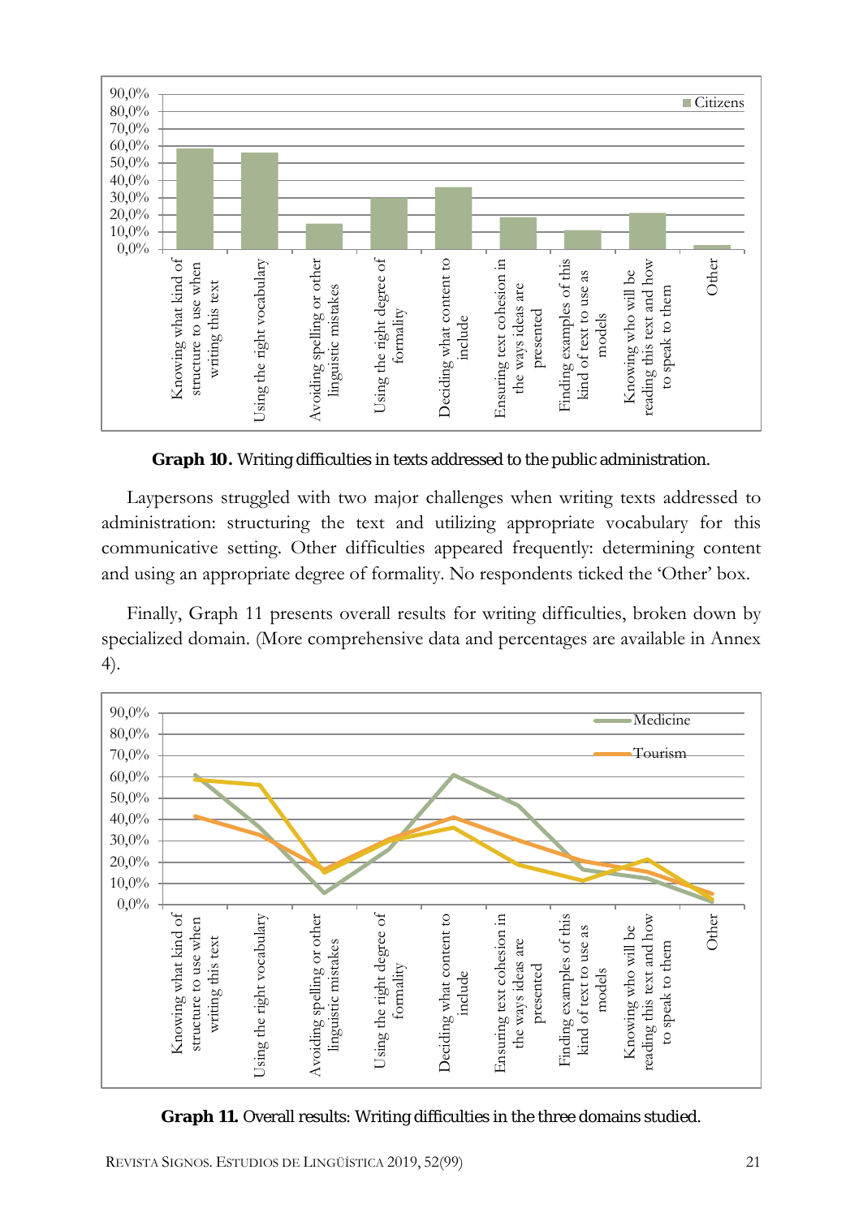**Graph 10.** Writing difficulties in texts addressed to the public administration.

Laypersons struggled with two major challenges when writing texts addressed to administration: structuring the text and utilizing appropriate vocabulary for this communicative setting. Other difficulties appeared frequently: determining content and using an appropriate degree of formality. No respondents ticked the 'Other' box.

Finally, Graph 11 presents overall results for writing difficulties, broken down by specialized domain. (More comprehensive data and percentages are available in Annex 4).

**Graph 11.** Overall results: Writing difficulties in the three domains studied.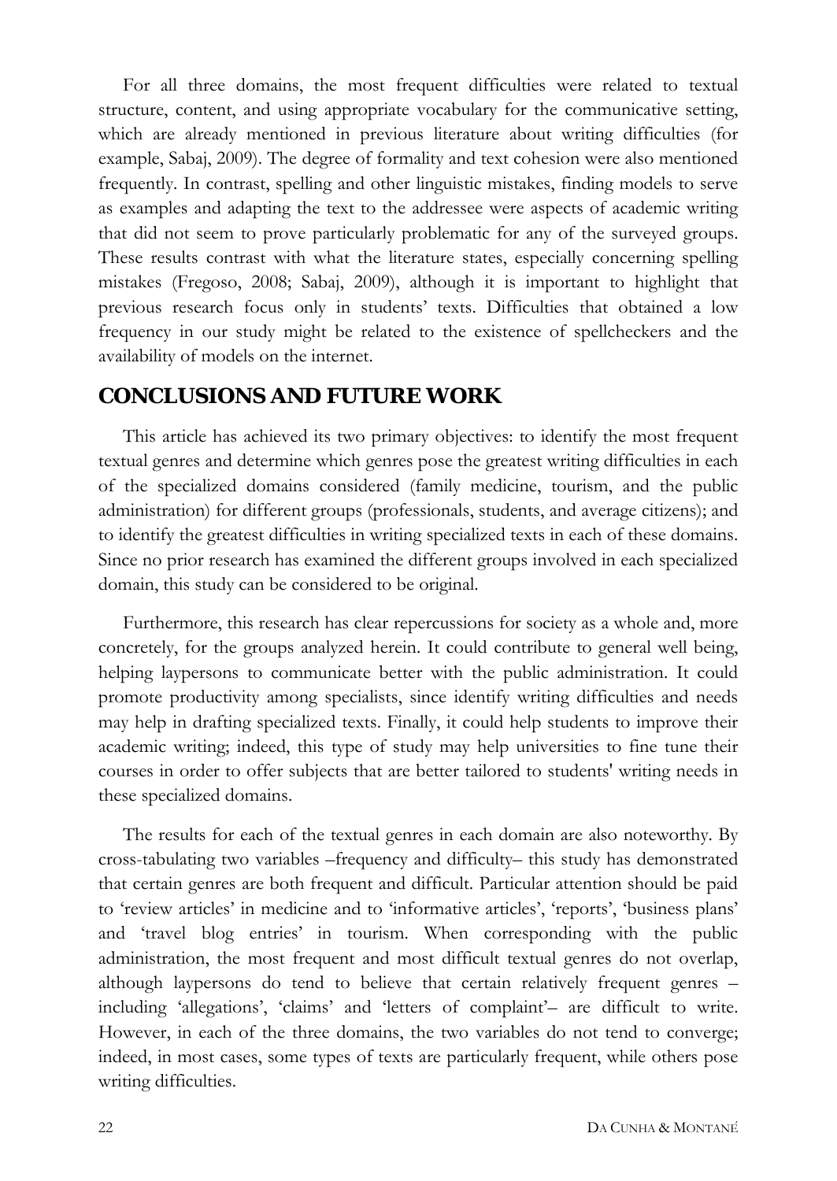For all three domains, the most frequent difficulties were related to textual structure, content, and using appropriate vocabulary for the communicative setting, which are already mentioned in previous literature about writing difficulties (for example, Sabaj, 2009). The degree of formality and text cohesion were also mentioned frequently. In contrast, spelling and other linguistic mistakes, finding models to serve as examples and adapting the text to the addressee were aspects of academic writing that did not seem to prove particularly problematic for any of the surveyed groups. These results contrast with what the literature states, especially concerning spelling mistakes (Fregoso, 2008; Sabaj, 2009), although it is important to highlight that previous research focus only in students' texts. Difficulties that obtained a low frequency in our study might be related to the existence of spellcheckers and the availability of models on the internet.

## CONCLUSIONS AND FUTURE WORK

This article has achieved its two primary objectives: to identify the most frequent textual genres and determine which genres pose the greatest writing difficulties in each of the specialized domains considered (family medicine, tourism, and the public administration) for different groups (professionals, students, and average citizens); and to identify the greatest difficulties in writing specialized texts in each of these domains. Since no prior research has examined the different groups involved in each specialized domain, this study can be considered to be original.

Furthermore, this research has clear repercussions for society as a whole and, more concretely, for the groups analyzed herein. It could contribute to general well being, helping laypersons to communicate better with the public administration. It could promote productivity among specialists, since identify writing difficulties and needs may help in drafting specialized texts. Finally, it could help students to improve their academic writing; indeed, this type of study may help universities to fine tune their courses in order to offer subjects that are better tailored to students' writing needs in these specialized domains.

The results for each of the textual genres in each domain are also noteworthy. By cross-tabulating two variables –frequency and difficulty– this study has demonstrated that certain genres are both frequent and difficult. Particular attention should be paid to 'review articles' in medicine and to 'informative articles', 'reports', 'business plans' and 'travel blog entries' in tourism. When corresponding with the public administration, the most frequent and most difficult textual genres do not overlap, although laypersons do tend to believe that certain relatively frequent genres –including 'allegations', 'claims' and 'letters of complaint'– are difficult to write. However, in each of the three domains, the two variables do not tend to converge; indeed, in most cases, some types of texts are particularly frequent, while others pose writing difficulties.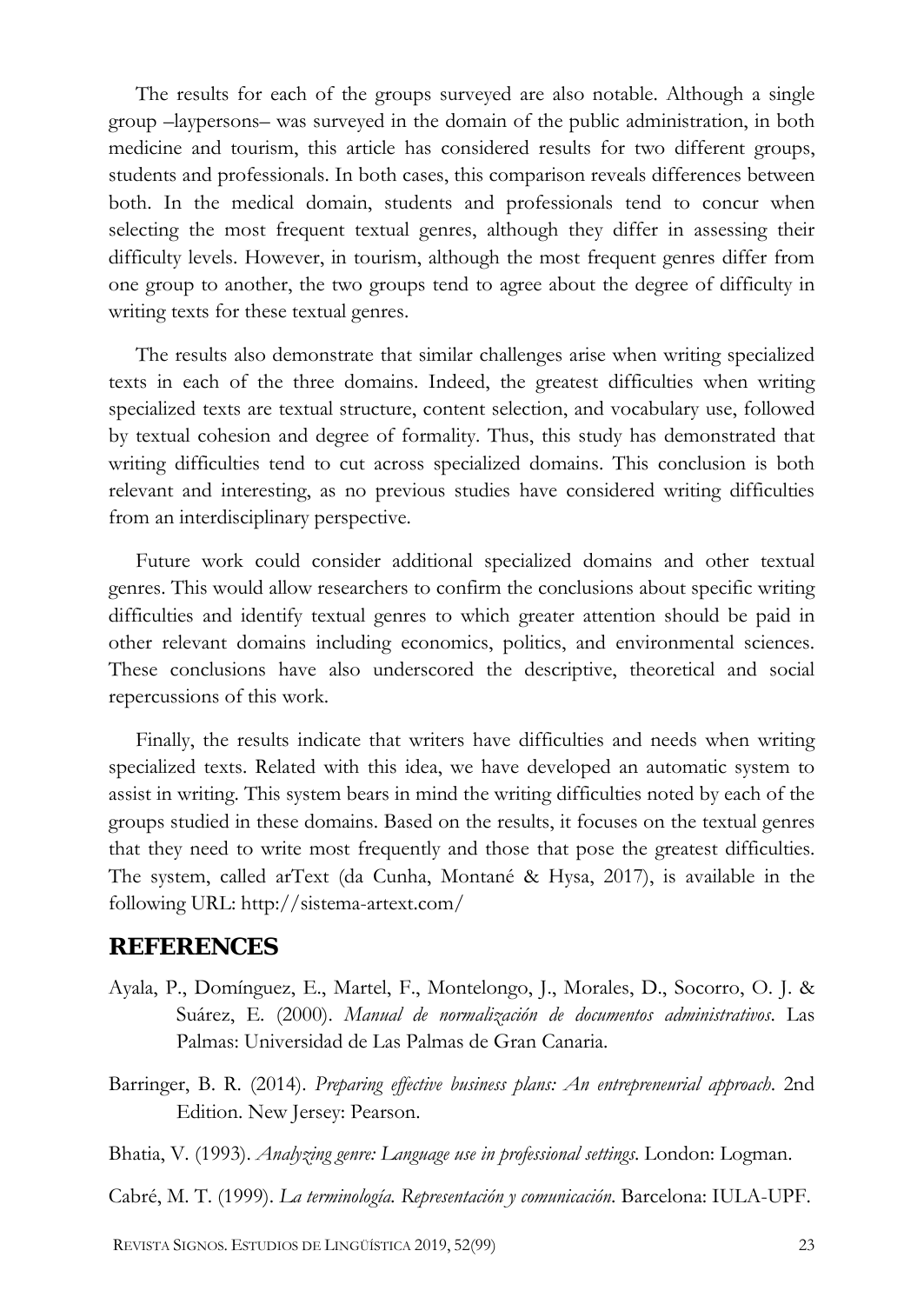The results for each of the groups surveyed are also notable. Although a single group –laypersons– was surveyed in the domain of the public administration, in both medicine and tourism, this article has considered results for two different groups, students and professionals. In both cases, this comparison reveals differences between both. In the medical domain, students and professionals tend to concur when selecting the most frequent textual genres, although they differ in assessing their difficulty levels. However, in tourism, although the most frequent genres differ from one group to another, the two groups tend to agree about the degree of difficulty in writing texts for these textual genres.

The results also demonstrate that similar challenges arise when writing specialized texts in each of the three domains. Indeed, the greatest difficulties when writing specialized texts are textual structure, content selection, and vocabulary use, followed by textual cohesion and degree of formality. Thus, this study has demonstrated that writing difficulties tend to cut across specialized domains. This conclusion is both relevant and interesting, as no previous studies have considered writing difficulties from an interdisciplinary perspective.

Future work could consider additional specialized domains and other textual genres. This would allow researchers to confirm the conclusions about specific writing difficulties and identify textual genres to which greater attention should be paid in other relevant domains including economics, politics, and environmental sciences. These conclusions have also underscored the descriptive, theoretical and social repercussions of this work.

Finally, the results indicate that writers have difficulties and needs when writing specialized texts. Related with this idea, we have developed an automatic system to assist in writing. This system bears in mind the writing difficulties noted by each of the groups studied in these domains. Based on the results, it focuses on the textual genres that they need to write most frequently and those that pose the greatest difficulties. The system, called arText (da Cunha, Montané & Hysa, 2017), is available in the following URL: http://sistema-artext.com/

## REFERENCES

Ayala, P., Domínguez, E., Martel, F., Montelongo, J., Morales, D., Socorro, O. J. & Suárez, E. (2000). *Manual de normalización de documentos administrativos*. Las Palmas: Universidad de Las Palmas de Gran Canaria.

Barringer, B. R. (2014). *Preparing effective business plans: An entrepreneurial approach*. 2nd Edition. New Jersey: Pearson.

Bhatia, V. (1993). *Analyzing genre: Language use in professional settings*. London: Logman.

Cabré, M. T. (1999). *La terminología. Representación y comunicación*. Barcelona: IULA-UPF.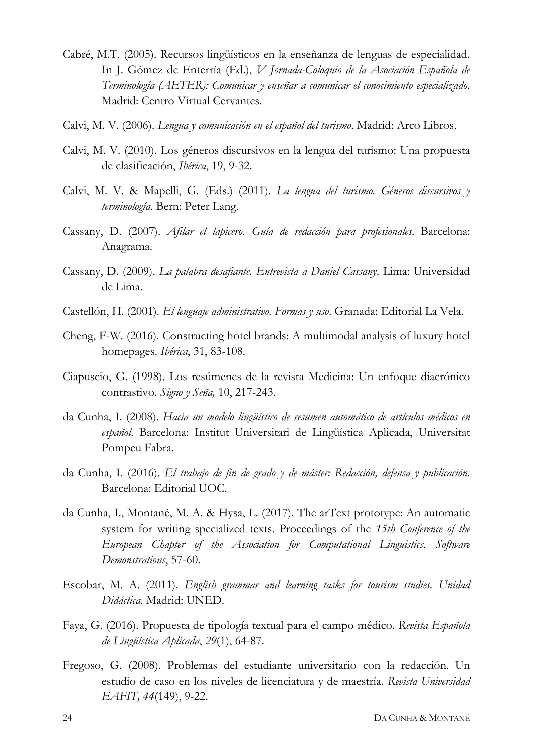Cabré, M.T. (2005). Recursos lingüísticos en la enseñanza de lenguas de especialidad. In J. Gómez de Enterría (Ed.), *V Jornada-Coloquio de la Asociación Española de Terminología (AETER): Comunicar y enseñar a comunicar el conocimiento especializado*. Madrid: Centro Virtual Cervantes.

Calvi, M. V. (2006). *Lengua y comunicación en el español del turismo*. Madrid: Arco Libros.

Calvi, M. V. (2010). Los géneros discursivos en la lengua del turismo: Una propuesta de clasificación, *Ibérica*, 19, 9-32.

Calvi, M. V. & Mapelli, G. (Eds.) (2011). *La lengua del turismo. Géneros discursivos y terminología*. Bern: Peter Lang.

Cassany, D. (2007). *Afilar el lapicero. Guía de redacción para profesionales*. Barcelona: Anagrama.

Cassany, D. (2009). *La palabra desafiante. Entrevista a Daniel Cassany*. Lima: Universidad de Lima.

Castellón, H. (2001). *El lenguaje administrativo. Formas y uso*. Granada: Editorial La Vela.

Cheng, F-W. (2016). Constructing hotel brands: A multimodal analysis of luxury hotel homepages. *Ibérica*, 31, 83-108.

Ciapuscio, G. (1998). Los resúmenes de la revista Medicina: Un enfoque diacrónico contrastivo. *Signo y Seña,* 10, 217-243.

da Cunha, I. (2008). *Hacia un modelo lingüístico de resumen automático de artículos médicos en español*. Barcelona: Institut Universitari de Lingüística Aplicada, Universitat Pompeu Fabra.

da Cunha, I. (2016). *El trabajo de fin de grado y de máster: Redacción, defensa y publicación*. Barcelona: Editorial UOC.

da Cunha, I., Montané, M. A. & Hysa, L. (2017). The arText prototype: An automatic system for writing specialized texts. Proceedings of the *15th Conference of the European Chapter of the Association for Computational Linguistics. Software Demonstrations*, 57-60.

Escobar, M. A. (2011). *English grammar and learning tasks for tourism studies. Unidad Didáctica*. Madrid: UNED.

Faya, G. (2016). Propuesta de tipología textual para el campo médico. *Revista Española de Lingüística Aplicada*, *29*(1), 64-87.

Fregoso, G. (2008). Problemas del estudiante universitario con la redacción. Un estudio de caso en los niveles de licenciatura y de maestría. *Revista Universidad EAFIT, 44*(149), 9-22.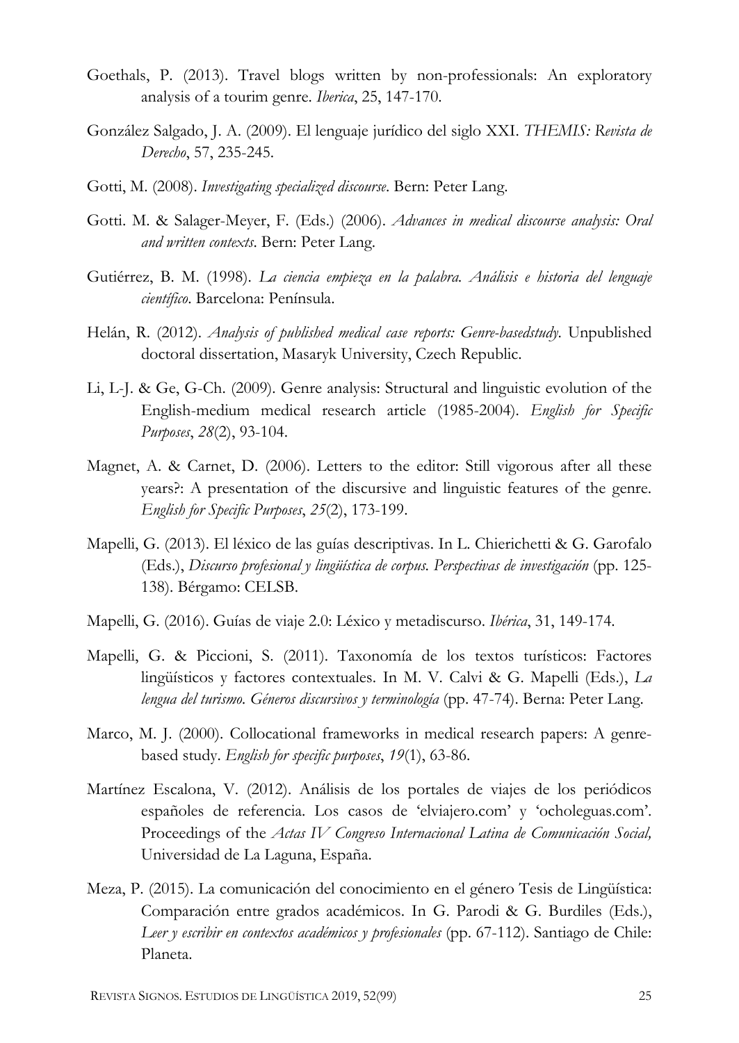Goethals, P. (2013). Travel blogs written by non-professionals: An exploratory analysis of a tourim genre. *Iberica*, 25, 147-170.

González Salgado, J. A. (2009). El lenguaje jurídico del siglo XXI. *THEMIS: Revista de Derecho*, 57, 235-245.

Gotti, M. (2008). *Investigating specialized discourse*. Bern: Peter Lang.

Gotti. M. & Salager-Meyer, F. (Eds.) (2006). *Advances in medical discourse analysis: Oral and written contexts*. Bern: Peter Lang.

Gutiérrez, B. M. (1998). *La ciencia empieza en la palabra. Análisis e historia del lenguaje científico*. Barcelona: Península.

Helán, R. (2012). *Analysis of published medical case reports: Genre-basedstudy*. Unpublished doctoral dissertation, Masaryk University, Czech Republic.

Li, L-J. & Ge, G-Ch. (2009). Genre analysis: Structural and linguistic evolution of the English-medium medical research article (1985-2004). *English for Specific Purposes*, *28*(2), 93-104.

Magnet, A. & Carnet, D. (2006). Letters to the editor: Still vigorous after all these years?: A presentation of the discursive and linguistic features of the genre. *English for Specific Purposes*, *25*(2), 173-199.

Mapelli, G. (2013). El léxico de las guías descriptivas. In L. Chierichetti & G. Garofalo (Eds.), *Discurso profesional y lingüística de corpus. Perspectivas de investigación* (pp. 125-138). Bérgamo: CELSB.

Mapelli, G. (2016). Guías de viaje 2.0: Léxico y metadiscurso. *Ibérica*, 31, 149-174.

Mapelli, G. & Piccioni, S. (2011). Taxonomía de los textos turísticos: Factores lingüísticos y factores contextuales. In M. V. Calvi & G. Mapelli (Eds.), *La lengua del turismo. Géneros discursivos y terminología* (pp. 47-74). Berna: Peter Lang.

Marco, M. J. (2000). Collocational frameworks in medical research papers: A genre-based study. *English for specific purposes*, *19*(1), 63-86.

Martínez Escalona, V. (2012). Análisis de los portales de viajes de los periódicos españoles de referencia. Los casos de 'elviajero.com' y 'ocholeguas.com'. Proceedings of the *Actas IV Congreso Internacional Latina de Comunicación Social,* Universidad de La Laguna, España.

Meza, P. (2015). La comunicación del conocimiento en el género Tesis de Lingüística: Comparación entre grados académicos. In G. Parodi & G. Burdiles (Eds.), *Leer y escribir en contextos académicos y profesionales* (pp. 67-112). Santiago de Chile: Planeta.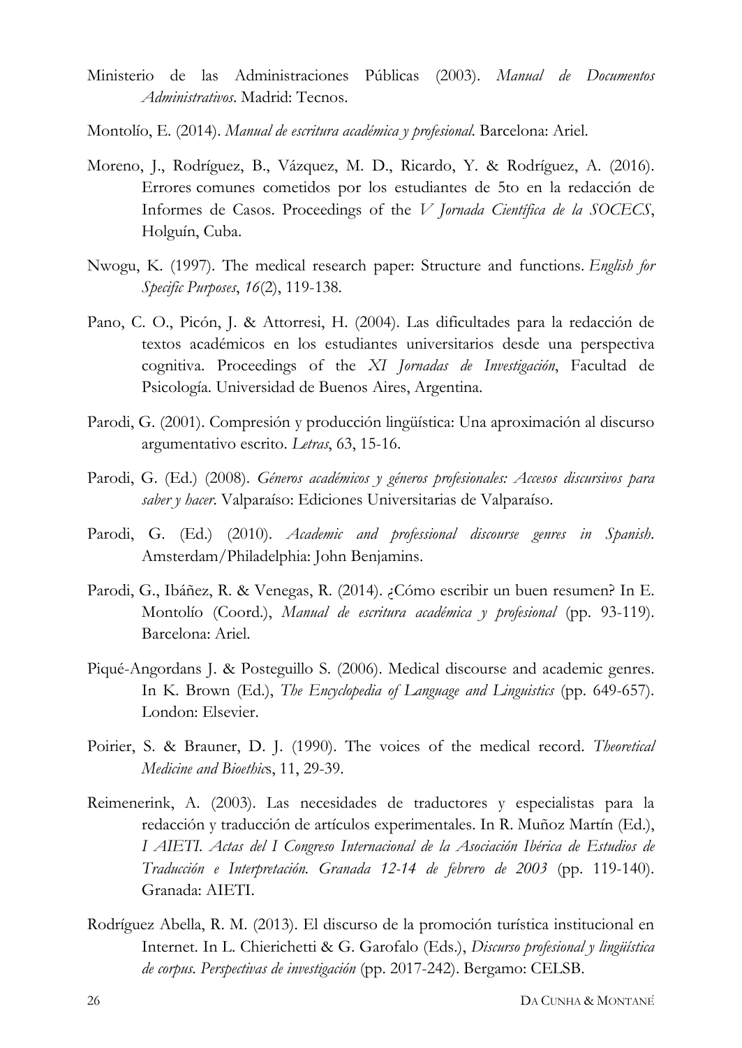Ministerio de las Administraciones Públicas (2003). *Manual de Documentos Administrativos*. Madrid: Tecnos.

Montolío, E. (2014). *Manual de escritura académica y profesional*. Barcelona: Ariel.

Moreno, J., Rodríguez, B., Vázquez, M. D., Ricardo, Y. & Rodríguez, A. (2016). Errores comunes cometidos por los estudiantes de 5to en la redacción de Informes de Casos. Proceedings of the *V Jornada Científica de la SOCECS*, Holguín, Cuba.

Nwogu, K. (1997). The medical research paper: Structure and functions. *English for Specific Purposes*, *16*(2), 119-138.

Pano, C. O., Picón, J. & Attorresi, H. (2004). Las dificultades para la redacción de textos académicos en los estudiantes universitarios desde una perspectiva cognitiva. Proceedings of the *XI Jornadas de Investigación*, Facultad de Psicología. Universidad de Buenos Aires, Argentina.

Parodi, G. (2001). Compresión y producción lingüística: Una aproximación al discurso argumentativo escrito. *Letras*, 63, 15-16.

Parodi, G. (Ed.) (2008). *Géneros académicos y géneros profesionales: Accesos discursivos para saber y hacer*. Valparaíso: Ediciones Universitarias de Valparaíso.

Parodi, G. (Ed.) (2010). *Academic and professional discourse genres in Spanish*. Amsterdam/Philadelphia: John Benjamins.

Parodi, G., Ibáñez, R. & Venegas, R. (2014). ¿Cómo escribir un buen resumen? In E. Montolío (Coord.), *Manual de escritura académica y profesional* (pp. 93-119). Barcelona: Ariel.

Piqué-Angordans J. & Posteguillo S. (2006). Medical discourse and academic genres. In K. Brown (Ed.), *The Encyclopedia of Language and Linguistics* (pp. 649-657). London: Elsevier.

Poirier, S. & Brauner, D. J. (1990). The voices of the medical record. *Theoretical Medicine and Bioethics*, 11, 29-39.

Reimenerink, A. (2003). Las necesidades de traductores y especialistas para la redacción y traducción de artículos experimentales. In R. Muñoz Martín (Ed.), *I AIETI. Actas del I Congreso Internacional de la Asociación Ibérica de Estudios de Traducción e Interpretación. Granada 12-14 de febrero de 2003* (pp. 119-140). Granada: AIETI.

Rodríguez Abella, R. M. (2013). El discurso de la promoción turística institucional en Internet. In L. Chierichetti & G. Garofalo (Eds.), *Discurso profesional y lingüística de corpus. Perspectivas de investigación* (pp. 2017-242). Bergamo: CELSB.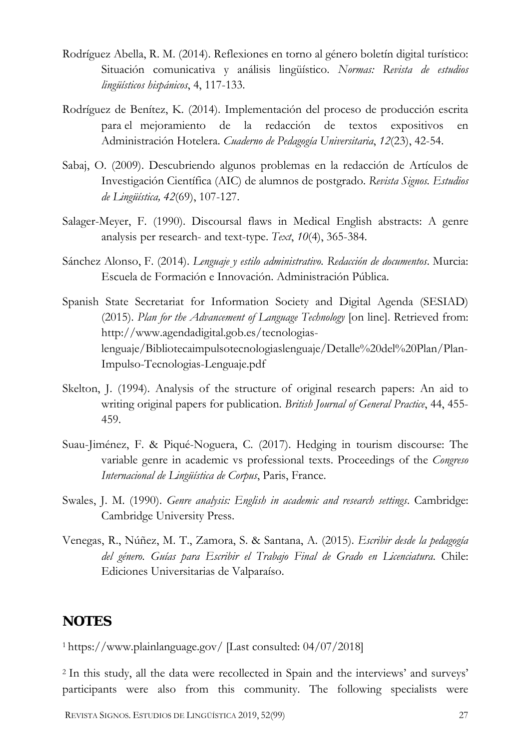Rodríguez Abella, R. M. (2014). Reflexiones en torno al género boletín digital turístico: Situación comunicativa y análisis lingüístico. *Normas: Revista de estudios lingüísticos hispánicos*, 4, 117-133.

Rodríguez de Benítez, K. (2014). Implementación del proceso de producción escrita para el mejoramiento de la redacción de textos expositivos en Administración Hotelera. *Cuaderno de Pedagogía Universitaria*, *12*(23), 42-54.

Sabaj, O. (2009). Descubriendo algunos problemas en la redacción de Artículos de Investigación Científica (AIC) de alumnos de postgrado. *Revista Signos. Estudios de Lingüística, 42*(69), 107-127.

Salager-Meyer, F. (1990). Discoursal flaws in Medical English abstracts: A genre analysis per research- and text-type. *Text*, *10*(4), 365-384.

Sánchez Alonso, F. (2014). *Lenguaje y estilo administrativo. Redacción de documentos*. Murcia: Escuela de Formación e Innovación. Administración Pública.

Spanish State Secretariat for Information Society and Digital Agenda (SESIAD) (2015). *Plan for the Advancement of Language Technology* [on line]. Retrieved from: http://www.agendadigital.gob.es/tecnologias-lenguaje/Bibliotecaimpulsotecnologiaslenguaje/Detalle%20del%20Plan/Plan-Impulso-Tecnologias-Lenguaje.pdf

Skelton, J. (1994). Analysis of the structure of original research papers: An aid to writing original papers for publication. *British Journal of General Practice*, 44, 455-459.

Suau-Jiménez, F. & Piqué-Noguera, C. (2017). Hedging in tourism discourse: The variable genre in academic vs professional texts. Proceedings of the *Congreso Internacional de Lingüística de Corpus*, Paris, France.

Swales, J. M. (1990). *Genre analysis: English in academic and research settings*. Cambridge: Cambridge University Press.

Venegas, R., Núñez, M. T., Zamora, S. & Santana, A. (2015). *Escribir desde la pedagogía del género. Guías para Escribir el Trabajo Final de Grado en Licenciatura*. Chile: Ediciones Universitarias de Valparaíso.

## NOTES

[1] https://www.plainlanguage.gov/ [Last consulted: 04/07/2018]

[2] In this study, all the data were recollected in Spain and the interviews' and surveys' participants were also from this community. The following specialists were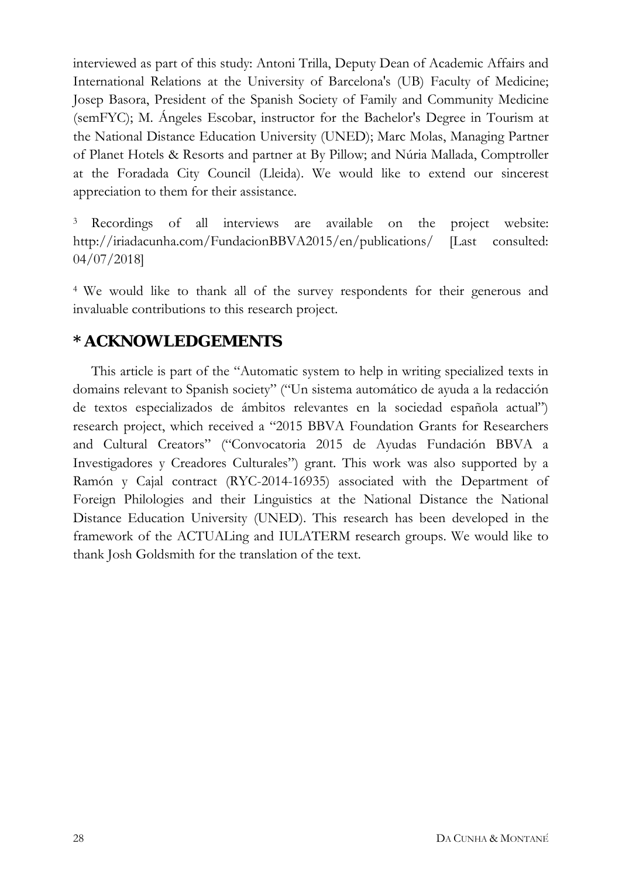interviewed as part of this study: Antoni Trilla, Deputy Dean of Academic Affairs and International Relations at the University of Barcelona's (UB) Faculty of Medicine; Josep Basora, President of the Spanish Society of Family and Community Medicine (semFYC); M. Ángeles Escobar, instructor for the Bachelor's Degree in Tourism at the National Distance Education University (UNED); Marc Molas, Managing Partner of Planet Hotels & Resorts and partner at By Pillow; and Núria Mallada, Comptroller at the Foradada City Council (Lleida). We would like to extend our sincerest appreciation to them for their assistance.

[3] Recordings of all interviews are available on the project website: http://iriadacunha.com/FundacionBBVA2015/en/publications/ [Last consulted: 04/07/2018]

[4] We would like to thank all of the survey respondents for their generous and invaluable contributions to this research project.

## * ACKNOWLEDGEMENTS

This article is part of the "Automatic system to help in writing specialized texts in domains relevant to Spanish society" ("Un sistema automático de ayuda a la redacción de textos especializados de ámbitos relevantes en la sociedad española actual") research project, which received a "2015 BBVA Foundation Grants for Researchers and Cultural Creators" ("Convocatoria 2015 de Ayudas Fundación BBVA a Investigadores y Creadores Culturales") grant. This work was also supported by a Ramón y Cajal contract (RYC-2014-16935) associated with the Department of Foreign Philologies and their Linguistics at the National Distance the National Distance Education University (UNED). This research has been developed in the framework of the ACTUALing and IULATERM research groups. We would like to thank Josh Goldsmith for the translation of the text.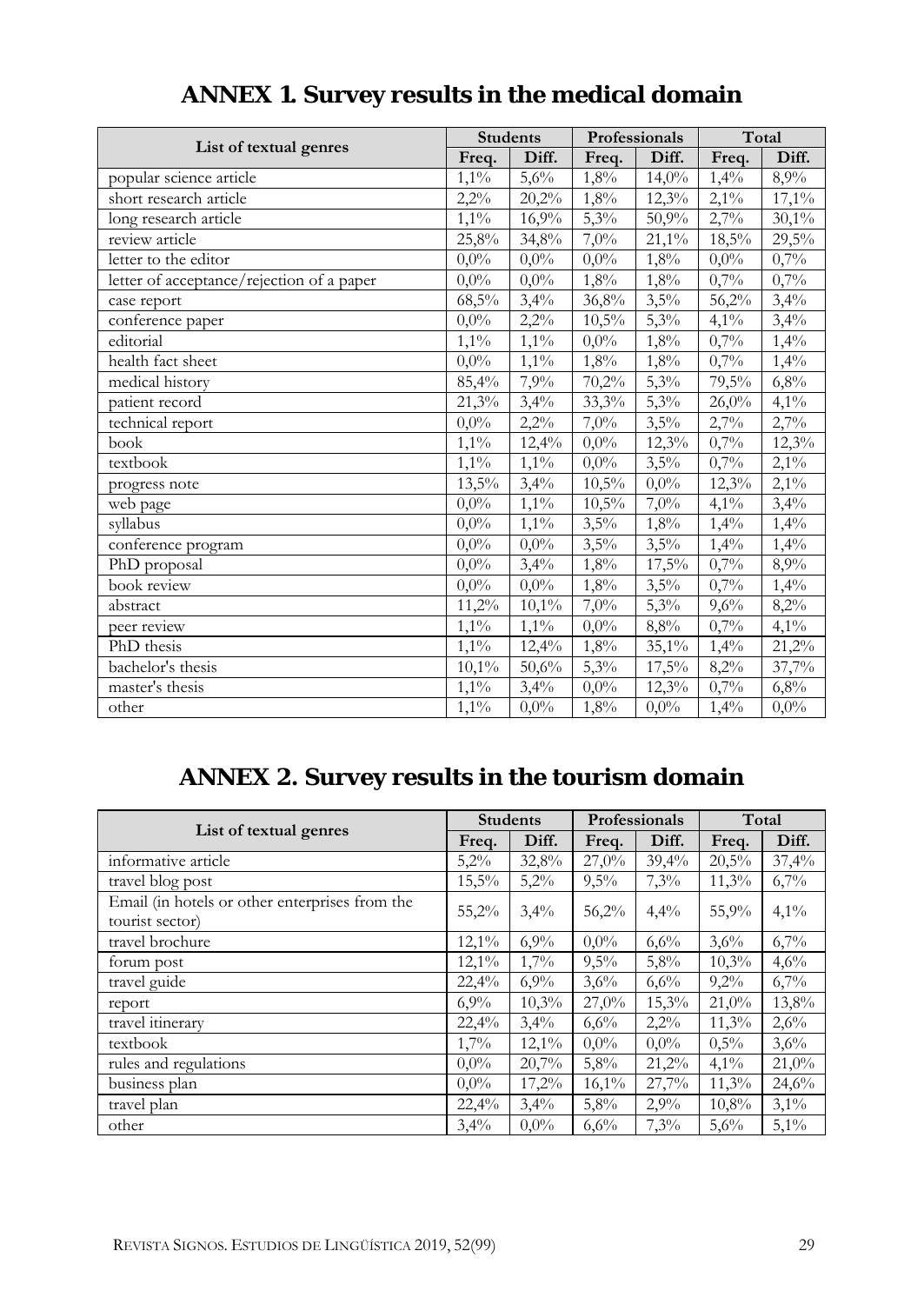# ANNEX 1. Survey results in the medical domain

| List of textual genres | Students | | Professionals | | Total | |
|---|---|---|---|---|---|---|
| | Freq. | Diff. | Freq. | Diff. | Freq. | Diff. |
| popular science article | 1,1% | 5,6% | 1,8% | 14,0% | 1,4% | 8,9% |
| short research article | 2,2% | 20,2% | 1,8% | 12,3% | 2,1% | 17,1% |
| long research article | 1,1% | 16,9% | 5,3% | 50,9% | 2,7% | 30,1% |
| review article | 25,8% | 34,8% | 7,0% | 21,1% | 18,5% | 29,5% |
| letter to the editor | 0,0% | 0,0% | 0,0% | 1,8% | 0,0% | 0,7% |
| letter of acceptance/rejection of a paper | 0,0% | 0,0% | 1,8% | 1,8% | 0,7% | 0,7% |
| case report | 68,5% | 3,4% | 36,8% | 3,5% | 56,2% | 3,4% |
| conference paper | 0,0% | 2,2% | 10,5% | 5,3% | 4,1% | 3,4% |
| editorial | 1,1% | 1,1% | 0,0% | 1,8% | 0,7% | 1,4% |
| health fact sheet | 0,0% | 1,1% | 1,8% | 1,8% | 0,7% | 1,4% |
| medical history | 85,4% | 7,9% | 70,2% | 5,3% | 79,5% | 6,8% |
| patient record | 21,3% | 3,4% | 33,3% | 5,3% | 26,0% | 4,1% |
| technical report | 0,0% | 2,2% | 7,0% | 3,5% | 2,7% | 2,7% |
| book | 1,1% | 12,4% | 0,0% | 12,3% | 0,7% | 12,3% |
| textbook | 1,1% | 1,1% | 0,0% | 3,5% | 0,7% | 2,1% |
| progress note | 13,5% | 3,4% | 10,5% | 0,0% | 12,3% | 2,1% |
| web page | 0,0% | 1,1% | 10,5% | 7,0% | 4,1% | 3,4% |
| syllabus | 0,0% | 1,1% | 3,5% | 1,8% | 1,4% | 1,4% |
| conference program | 0,0% | 0,0% | 3,5% | 3,5% | 1,4% | 1,4% |
| PhD proposal | 0,0% | 3,4% | 1,8% | 17,5% | 0,7% | 8,9% |
| book review | 0,0% | 0,0% | 1,8% | 3,5% | 0,7% | 1,4% |
| abstract | 11,2% | 10,1% | 7,0% | 5,3% | 9,6% | 8,2% |
| peer review | 1,1% | 1,1% | 0,0% | 8,8% | 0,7% | 4,1% |
| PhD thesis | 1,1% | 12,4% | 1,8% | 35,1% | 1,4% | 21,2% |
| bachelor's thesis | 10,1% | 50,6% | 5,3% | 17,5% | 8,2% | 37,7% |
| master's thesis | 1,1% | 3,4% | 0,0% | 12,3% | 0,7% | 6,8% |
| other | 1,1% | 0,0% | 1,8% | 0,0% | 1,4% | 0,0% |

# ANNEX 2. Survey results in the tourism domain

| List of textual genres | Students | | Professionals | | Total | |
|---|---|---|---|---|---|---|
| | Freq. | Diff. | Freq. | Diff. | Freq. | Diff. |
| informative article | 5,2% | 32,8% | 27,0% | 39,4% | 20,5% | 37,4% |
| travel blog post | 15,5% | 5,2% | 9,5% | 7,3% | 11,3% | 6,7% |
| Email (in hotels or other enterprises from the tourist sector) | 55,2% | 3,4% | 56,2% | 4,4% | 55,9% | 4,1% |
| travel brochure | 12,1% | 6,9% | 0,0% | 6,6% | 3,6% | 6,7% |
| forum post | 12,1% | 1,7% | 9,5% | 5,8% | 10,3% | 4,6% |
| travel guide | 22,4% | 6,9% | 3,6% | 6,6% | 9,2% | 6,7% |
| report | 6,9% | 10,3% | 27,0% | 15,3% | 21,0% | 13,8% |
| travel itinerary | 22,4% | 3,4% | 6,6% | 2,2% | 11,3% | 2,6% |
| textbook | 1,7% | 12,1% | 0,0% | 0,0% | 0,5% | 3,6% |
| rules and regulations | 0,0% | 20,7% | 5,8% | 21,2% | 4,1% | 21,0% |
| business plan | 0,0% | 17,2% | 16,1% | 27,7% | 11,3% | 24,6% |
| travel plan | 22,4% | 3,4% | 5,8% | 2,9% | 10,8% | 3,1% |
| other | 3,4% | 0,0% | 6,6% | 7,3% | 5,6% | 5,1% |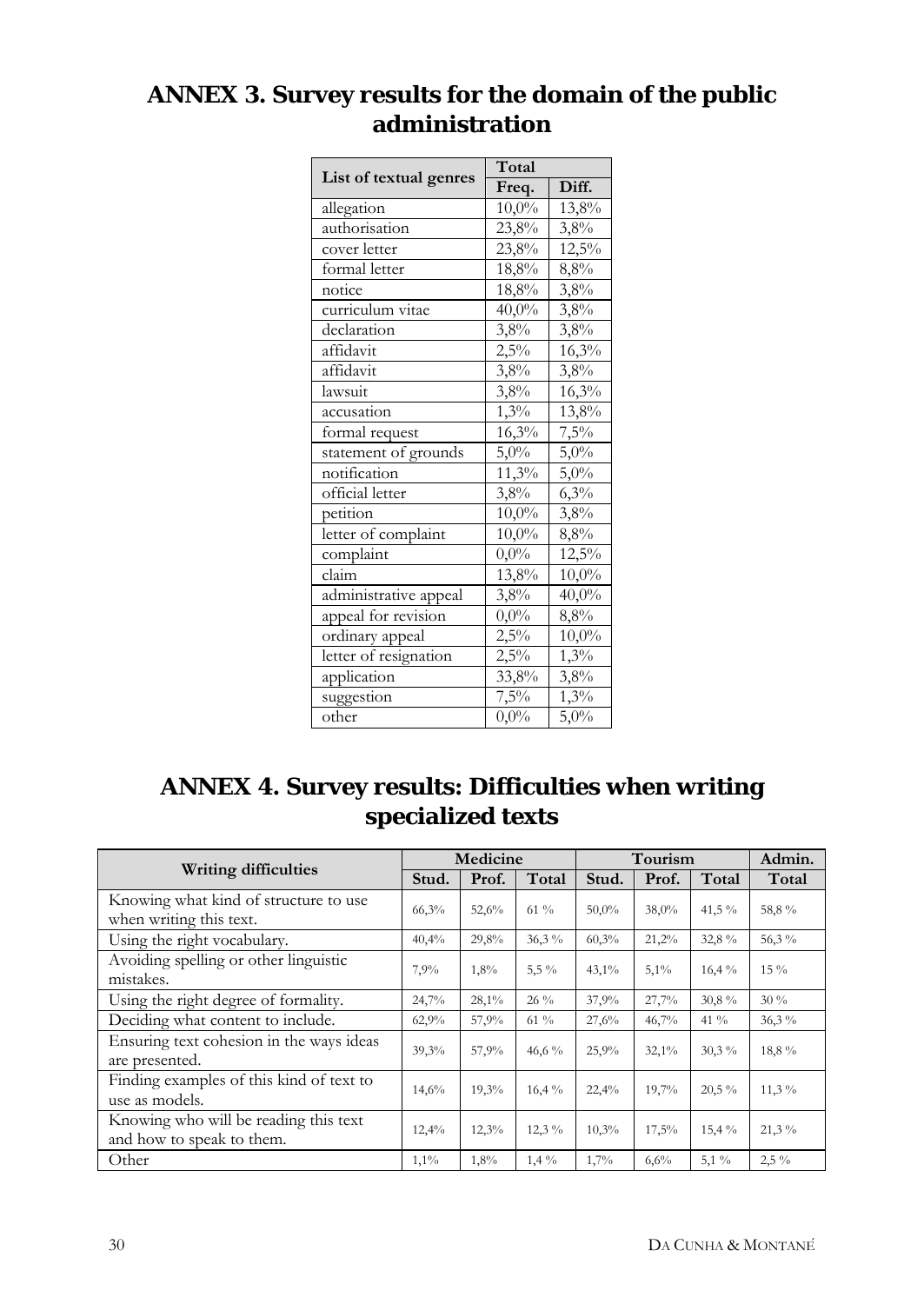## ANNEX 3. Survey results for the domain of the public administration

| List of textual genres | Total | |
|---|---|---|
| | Freq. | Diff. |
| allegation | 10,0% | 13,8% |
| authorisation | 23,8% | 3,8% |
| cover letter | 23,8% | 12,5% |
| formal letter | 18,8% | 8,8% |
| notice | 18,8% | 3,8% |
| curriculum vitae | 40,0% | 3,8% |
| declaration | 3,8% | 3,8% |
| affidavit | 2,5% | 16,3% |
| affidavit | 3,8% | 3,8% |
| lawsuit | 3,8% | 16,3% |
| accusation | 1,3% | 13,8% |
| formal request | 16,3% | 7,5% |
| statement of grounds | 5,0% | 5,0% |
| notification | 11,3% | 5,0% |
| official letter | 3,8% | 6,3% |
| petition | 10,0% | 3,8% |
| letter of complaint | 10,0% | 8,8% |
| complaint | 0,0% | 12,5% |
| claim | 13,8% | 10,0% |
| administrative appeal | 3,8% | 40,0% |
| appeal for revision | 0,0% | 8,8% |
| ordinary appeal | 2,5% | 10,0% |
| letter of resignation | 2,5% | 1,3% |
| application | 33,8% | 3,8% |
| suggestion | 7,5% | 1,3% |
| other | 0,0% | 5,0% |

## ANNEX 4. Survey results: Difficulties when writing specialized texts

| Writing difficulties | Medicine | | | Tourism | | | Admin. |
|---|---|---|---|---|---|---|---|
| | Stud. | Prof. | Total | Stud. | Prof. | Total | Total |
| Knowing what kind of structure to use when writing this text. | 66,3% | 52,6% | 61 % | 50,0% | 38,0% | 41,5 % | 58,8 % |
| Using the right vocabulary. | 40,4% | 29,8% | 36,3 % | 60,3% | 21,2% | 32,8 % | 56,3 % |
| Avoiding spelling or other linguistic mistakes. | 7,9% | 1,8% | 5,5 % | 43,1% | 5,1% | 16,4 % | 15 % |
| Using the right degree of formality. | 24,7% | 28,1% | 26 % | 37,9% | 27,7% | 30,8 % | 30 % |
| Deciding what content to include. | 62,9% | 57,9% | 61 % | 27,6% | 46,7% | 41 % | 36,3 % |
| Ensuring text cohesion in the ways ideas are presented. | 39,3% | 57,9% | 46,6 % | 25,9% | 32,1% | 30,3 % | 18,8 % |
| Finding examples of this kind of text to use as models. | 14,6% | 19,3% | 16,4 % | 22,4% | 19,7% | 20,5 % | 11,3 % |
| Knowing who will be reading this text and how to speak to them. | 12,4% | 12,3% | 12,3 % | 10,3% | 17,5% | 15,4 % | 21,3 % |
| Other | 1,1% | 1,8% | 1,4 % | 1,7% | 6,6% | 5,1 % | 2,5 % |